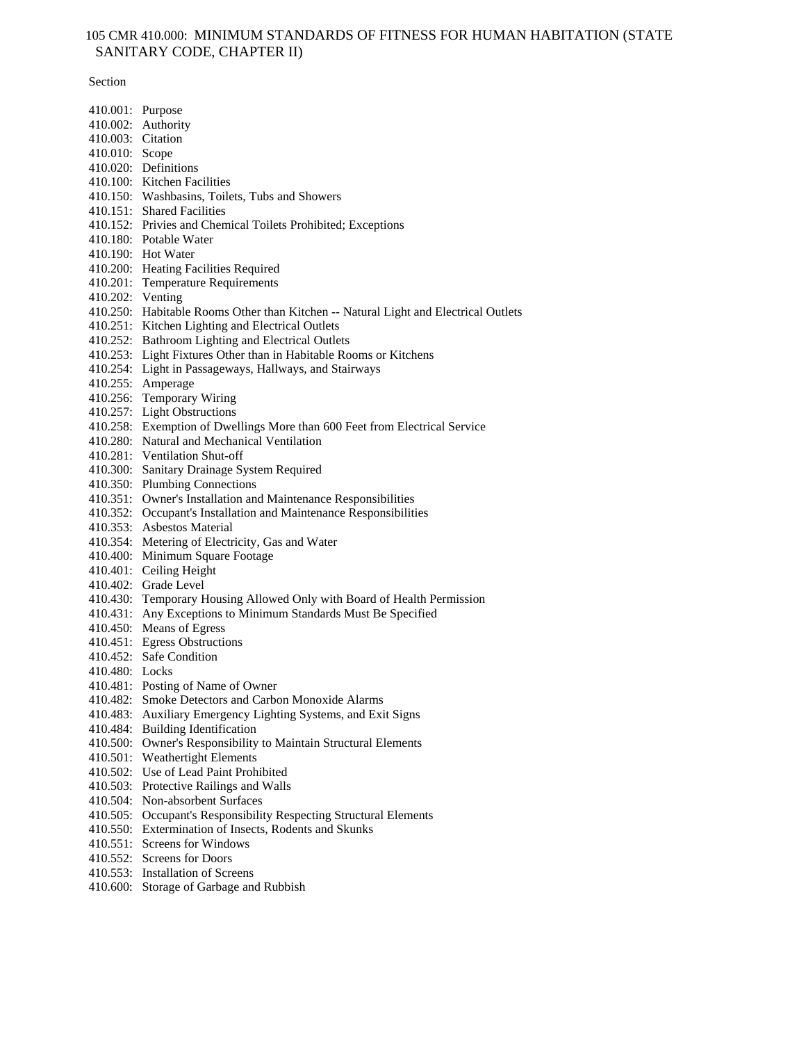# 105 CMR 410.000: MINIMUM STANDARDS OF FITNESS FOR HUMAN HABITATION (STATE SANITARY CODE, CHAPTER II)

Section

410.001: Purpose
410.002: Authority
410.003: Citation
410.010: Scope
410.020: Definitions
410.100: Kitchen Facilities
410.150: Washbasins, Toilets, Tubs and Showers
410.151: Shared Facilities
410.152: Privies and Chemical Toilets Prohibited; Exceptions
410.180: Potable Water
410.190: Hot Water
410.200: Heating Facilities Required
410.201: Temperature Requirements
410.202: Venting
410.250: Habitable Rooms Other than Kitchen -- Natural Light and Electrical Outlets
410.251: Kitchen Lighting and Electrical Outlets
410.252: Bathroom Lighting and Electrical Outlets
410.253: Light Fixtures Other than in Habitable Rooms or Kitchens
410.254: Light in Passageways, Hallways, and Stairways
410.255: Amperage
410.256: Temporary Wiring
410.257: Light Obstructions
410.258: Exemption of Dwellings More than 600 Feet from Electrical Service
410.280: Natural and Mechanical Ventilation
410.281: Ventilation Shut-off
410.300: Sanitary Drainage System Required
410.350: Plumbing Connections
410.351: Owner's Installation and Maintenance Responsibilities
410.352: Occupant's Installation and Maintenance Responsibilities
410.353: Asbestos Material
410.354: Metering of Electricity, Gas and Water
410.400: Minimum Square Footage
410.401: Ceiling Height
410.402: Grade Level
410.430: Temporary Housing Allowed Only with Board of Health Permission
410.431: Any Exceptions to Minimum Standards Must Be Specified
410.450: Means of Egress
410.451: Egress Obstructions
410.452: Safe Condition
410.480: Locks
410.481: Posting of Name of Owner
410.482: Smoke Detectors and Carbon Monoxide Alarms
410.483: Auxiliary Emergency Lighting Systems, and Exit Signs
410.484: Building Identification
410.500: Owner's Responsibility to Maintain Structural Elements
410.501: Weathertight Elements
410.502: Use of Lead Paint Prohibited
410.503: Protective Railings and Walls
410.504: Non-absorbent Surfaces
410.505: Occupant's Responsibility Respecting Structural Elements
410.550: Extermination of Insects, Rodents and Skunks
410.551: Screens for Windows
410.552: Screens for Doors
410.553: Installation of Screens
410.600: Storage of Garbage and Rubbish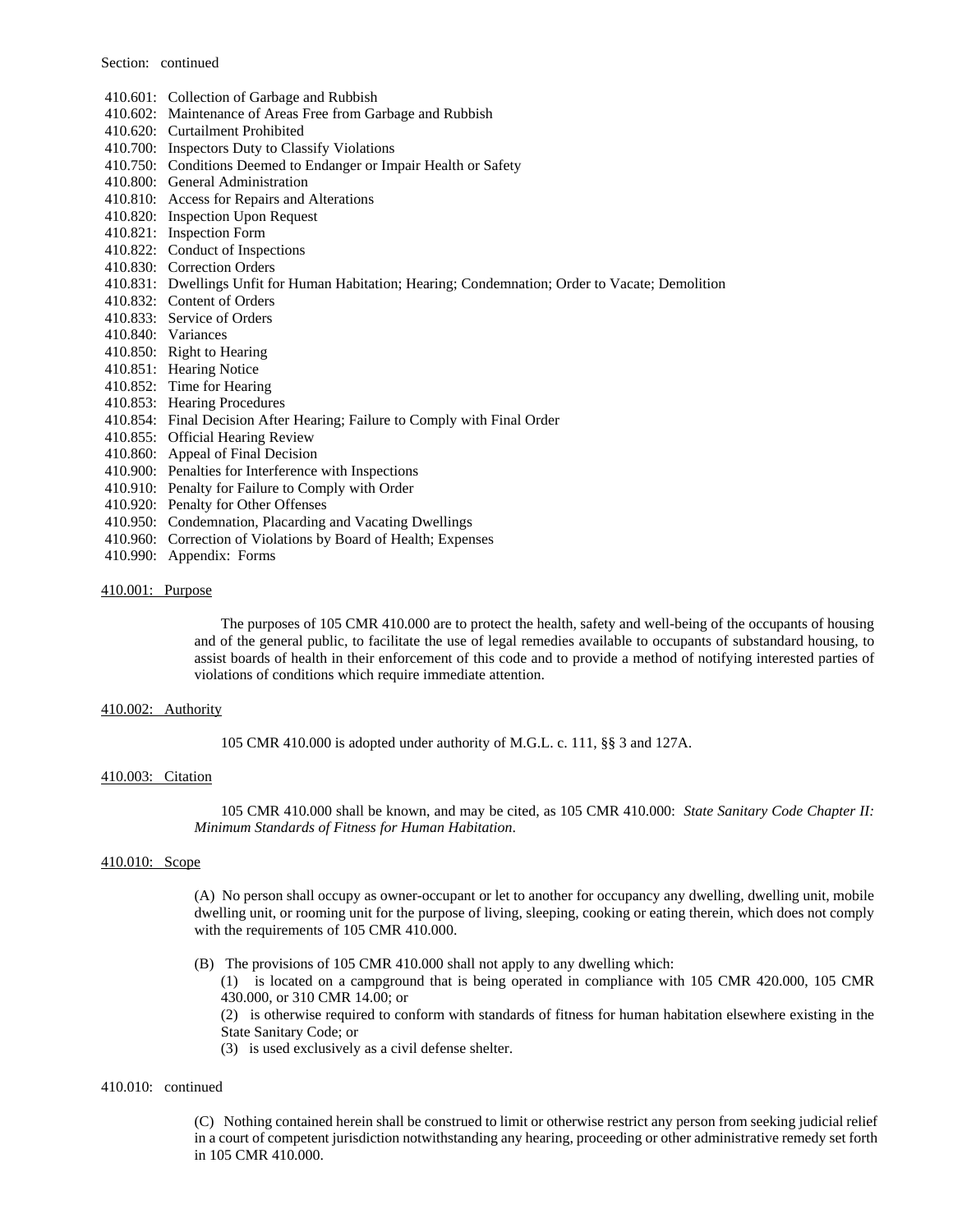Section: continued

- 410.601: Collection of Garbage and Rubbish
- 410.602: Maintenance of Areas Free from Garbage and Rubbish
- 410.620: Curtailment Prohibited
- 410.700: Inspectors Duty to Classify Violations
- 410.750: Conditions Deemed to Endanger or Impair Health or Safety
- 410.800: General Administration
- 410.810: Access for Repairs and Alterations
- 410.820: Inspection Upon Request
- 410.821: Inspection Form
- 410.822: Conduct of Inspections
- 410.830: Correction Orders
- 410.831: Dwellings Unfit for Human Habitation; Hearing; Condemnation; Order to Vacate; Demolition
- 410.832: Content of Orders
- 410.833: Service of Orders
- 410.840: Variances
- 410.850: Right to Hearing
- 410.851: Hearing Notice
- 410.852: Time for Hearing
- 410.853: Hearing Procedures
- 410.854: Final Decision After Hearing; Failure to Comply with Final Order
- 410.855: Official Hearing Review
- 410.860: Appeal of Final Decision
- 410.900: Penalties for Interference with Inspections
- 410.910: Penalty for Failure to Comply with Order
- 410.920: Penalty for Other Offenses
- 410.950: Condemnation, Placarding and Vacating Dwellings
- 410.960: Correction of Violations by Board of Health; Expenses
- 410.990: Appendix: Forms

## 410.001: Purpose

The purposes of 105 CMR 410.000 are to protect the health, safety and well-being of the occupants of housing and of the general public, to facilitate the use of legal remedies available to occupants of substandard housing, to assist boards of health in their enforcement of this code and to provide a method of notifying interested parties of violations of conditions which require immediate attention.

## 410.002: Authority

105 CMR 410.000 is adopted under authority of M.G.L. c. 111, §§ 3 and 127A.

## 410.003: Citation

105 CMR 410.000 shall be known, and may be cited, as 105 CMR 410.000: *State Sanitary Code Chapter II: Minimum Standards of Fitness for Human Habitation*.

## 410.010: Scope

(A) No person shall occupy as owner-occupant or let to another for occupancy any dwelling, dwelling unit, mobile dwelling unit, or rooming unit for the purpose of living, sleeping, cooking or eating therein, which does not comply with the requirements of 105 CMR 410.000.

(B) The provisions of 105 CMR 410.000 shall not apply to any dwelling which:

(1) is located on a campground that is being operated in compliance with 105 CMR 420.000, 105 CMR 430.000, or 310 CMR 14.00; or

(2) is otherwise required to conform with standards of fitness for human habitation elsewhere existing in the State Sanitary Code; or

(3) is used exclusively as a civil defense shelter.

410.010: continued

(C) Nothing contained herein shall be construed to limit or otherwise restrict any person from seeking judicial relief in a court of competent jurisdiction notwithstanding any hearing, proceeding or other administrative remedy set forth in 105 CMR 410.000.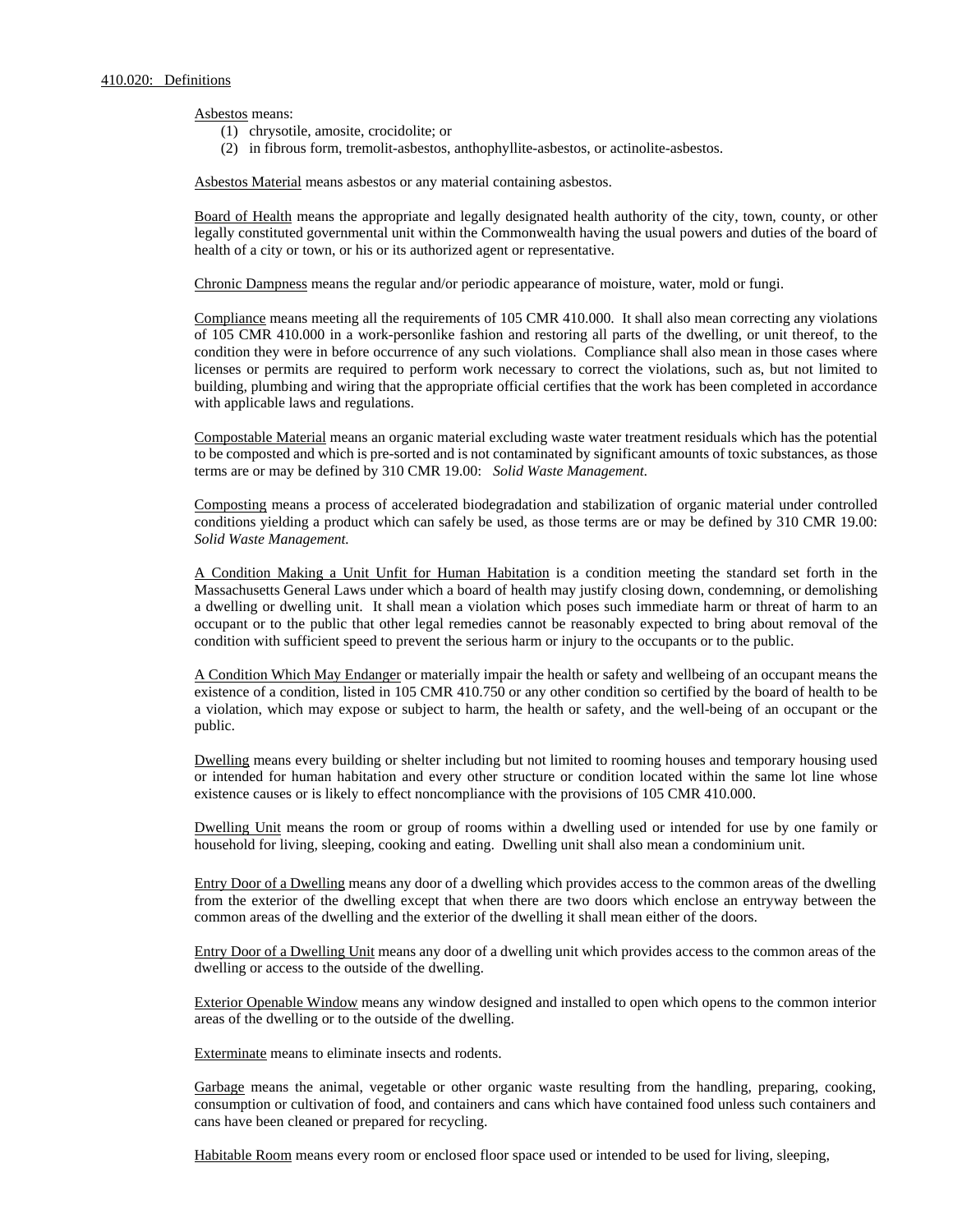410.020: Definitions

Asbestos means:

(1) chrysotile, amosite, crocidolite; or
(2) in fibrous form, tremolit-asbestos, anthophyllite-asbestos, or actinolite-asbestos.

Asbestos Material means asbestos or any material containing asbestos.

Board of Health means the appropriate and legally designated health authority of the city, town, county, or other legally constituted governmental unit within the Commonwealth having the usual powers and duties of the board of health of a city or town, or his or its authorized agent or representative.

Chronic Dampness means the regular and/or periodic appearance of moisture, water, mold or fungi.

Compliance means meeting all the requirements of 105 CMR 410.000. It shall also mean correcting any violations of 105 CMR 410.000 in a work-personlike fashion and restoring all parts of the dwelling, or unit thereof, to the condition they were in before occurrence of any such violations. Compliance shall also mean in those cases where licenses or permits are required to perform work necessary to correct the violations, such as, but not limited to building, plumbing and wiring that the appropriate official certifies that the work has been completed in accordance with applicable laws and regulations.

Compostable Material means an organic material excluding waste water treatment residuals which has the potential to be composted and which is pre-sorted and is not contaminated by significant amounts of toxic substances, as those terms are or may be defined by 310 CMR 19.00: *Solid Waste Management*.

Composting means a process of accelerated biodegradation and stabilization of organic material under controlled conditions yielding a product which can safely be used, as those terms are or may be defined by 310 CMR 19.00: *Solid Waste Management.*

A Condition Making a Unit Unfit for Human Habitation is a condition meeting the standard set forth in the Massachusetts General Laws under which a board of health may justify closing down, condemning, or demolishing a dwelling or dwelling unit. It shall mean a violation which poses such immediate harm or threat of harm to an occupant or to the public that other legal remedies cannot be reasonably expected to bring about removal of the condition with sufficient speed to prevent the serious harm or injury to the occupants or to the public.

A Condition Which May Endanger or materially impair the health or safety and wellbeing of an occupant means the existence of a condition, listed in 105 CMR 410.750 or any other condition so certified by the board of health to be a violation, which may expose or subject to harm, the health or safety, and the well-being of an occupant or the public.

Dwelling means every building or shelter including but not limited to rooming houses and temporary housing used or intended for human habitation and every other structure or condition located within the same lot line whose existence causes or is likely to effect noncompliance with the provisions of 105 CMR 410.000.

Dwelling Unit means the room or group of rooms within a dwelling used or intended for use by one family or household for living, sleeping, cooking and eating. Dwelling unit shall also mean a condominium unit.

Entry Door of a Dwelling means any door of a dwelling which provides access to the common areas of the dwelling from the exterior of the dwelling except that when there are two doors which enclose an entryway between the common areas of the dwelling and the exterior of the dwelling it shall mean either of the doors.

Entry Door of a Dwelling Unit means any door of a dwelling unit which provides access to the common areas of the dwelling or access to the outside of the dwelling.

Exterior Openable Window means any window designed and installed to open which opens to the common interior areas of the dwelling or to the outside of the dwelling.

Exterminate means to eliminate insects and rodents.

Garbage means the animal, vegetable or other organic waste resulting from the handling, preparing, cooking, consumption or cultivation of food, and containers and cans which have contained food unless such containers and cans have been cleaned or prepared for recycling.

Habitable Room means every room or enclosed floor space used or intended to be used for living, sleeping,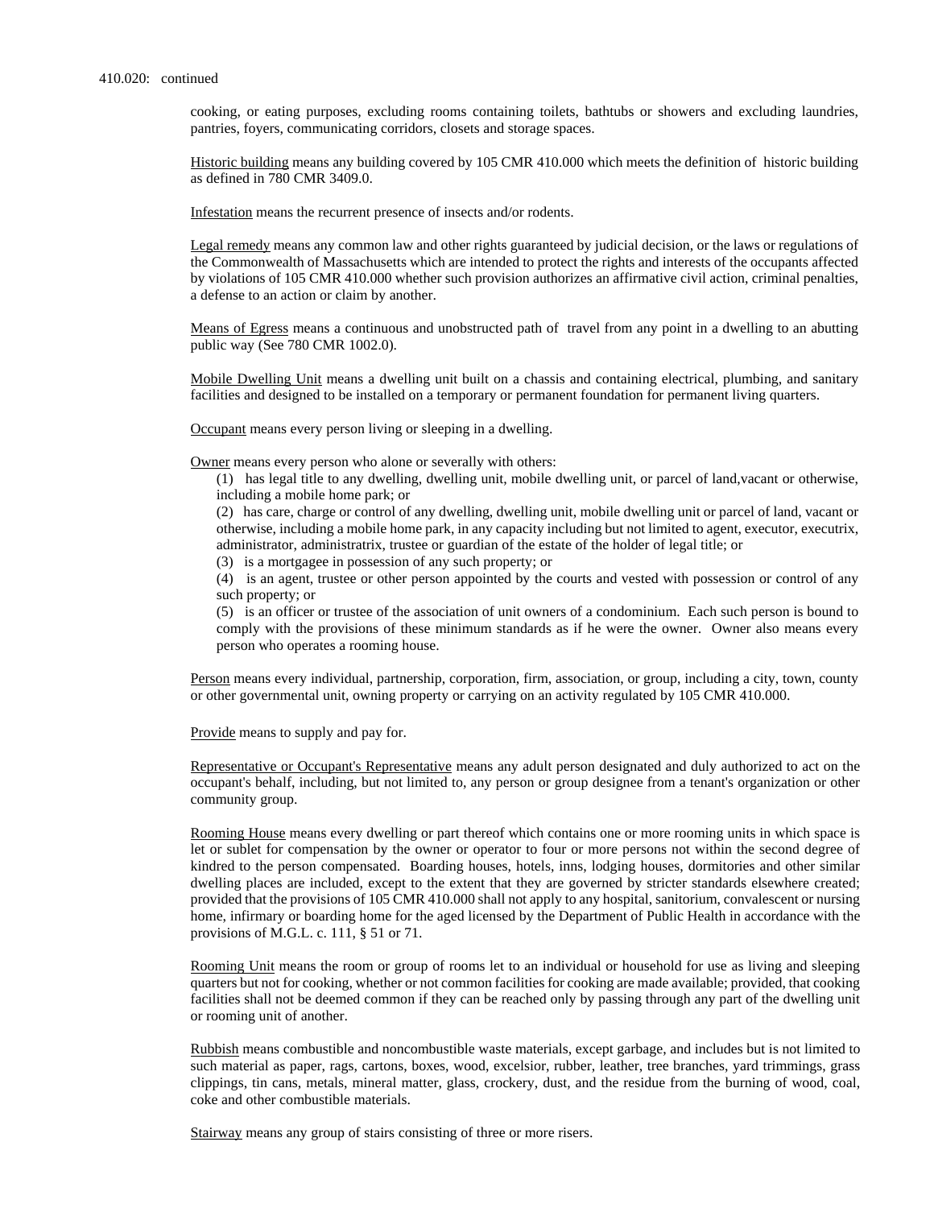410.020: continued

cooking, or eating purposes, excluding rooms containing toilets, bathtubs or showers and excluding laundries, pantries, foyers, communicating corridors, closets and storage spaces.

Historic building means any building covered by 105 CMR 410.000 which meets the definition of historic building as defined in 780 CMR 3409.0.

Infestation means the recurrent presence of insects and/or rodents.

Legal remedy means any common law and other rights guaranteed by judicial decision, or the laws or regulations of the Commonwealth of Massachusetts which are intended to protect the rights and interests of the occupants affected by violations of 105 CMR 410.000 whether such provision authorizes an affirmative civil action, criminal penalties, a defense to an action or claim by another.

Means of Egress means a continuous and unobstructed path of travel from any point in a dwelling to an abutting public way (See 780 CMR 1002.0).

Mobile Dwelling Unit means a dwelling unit built on a chassis and containing electrical, plumbing, and sanitary facilities and designed to be installed on a temporary or permanent foundation for permanent living quarters.

Occupant means every person living or sleeping in a dwelling.

Owner means every person who alone or severally with others:

(1) has legal title to any dwelling, dwelling unit, mobile dwelling unit, or parcel of land,vacant or otherwise, including a mobile home park; or

(2) has care, charge or control of any dwelling, dwelling unit, mobile dwelling unit or parcel of land, vacant or otherwise, including a mobile home park, in any capacity including but not limited to agent, executor, executrix, administrator, administratrix, trustee or guardian of the estate of the holder of legal title; or

(3) is a mortgagee in possession of any such property; or

(4) is an agent, trustee or other person appointed by the courts and vested with possession or control of any such property; or

(5) is an officer or trustee of the association of unit owners of a condominium. Each such person is bound to comply with the provisions of these minimum standards as if he were the owner. Owner also means every person who operates a rooming house.

Person means every individual, partnership, corporation, firm, association, or group, including a city, town, county or other governmental unit, owning property or carrying on an activity regulated by 105 CMR 410.000.

Provide means to supply and pay for.

Representative or Occupant's Representative means any adult person designated and duly authorized to act on the occupant's behalf, including, but not limited to, any person or group designee from a tenant's organization or other community group.

Rooming House means every dwelling or part thereof which contains one or more rooming units in which space is let or sublet for compensation by the owner or operator to four or more persons not within the second degree of kindred to the person compensated. Boarding houses, hotels, inns, lodging houses, dormitories and other similar dwelling places are included, except to the extent that they are governed by stricter standards elsewhere created; provided that the provisions of 105 CMR 410.000 shall not apply to any hospital, sanitorium, convalescent or nursing home, infirmary or boarding home for the aged licensed by the Department of Public Health in accordance with the provisions of M.G.L. c. 111, § 51 or 71.

Rooming Unit means the room or group of rooms let to an individual or household for use as living and sleeping quarters but not for cooking, whether or not common facilities for cooking are made available; provided, that cooking facilities shall not be deemed common if they can be reached only by passing through any part of the dwelling unit or rooming unit of another.

Rubbish means combustible and noncombustible waste materials, except garbage, and includes but is not limited to such material as paper, rags, cartons, boxes, wood, excelsior, rubber, leather, tree branches, yard trimmings, grass clippings, tin cans, metals, mineral matter, glass, crockery, dust, and the residue from the burning of wood, coal, coke and other combustible materials.

Stairway means any group of stairs consisting of three or more risers.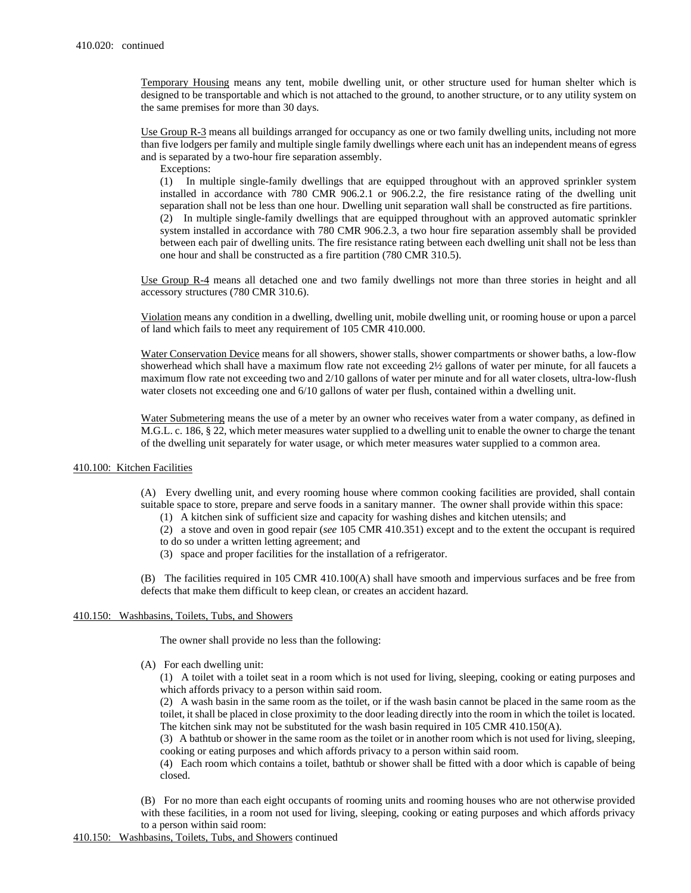410.020: continued

Temporary Housing means any tent, mobile dwelling unit, or other structure used for human shelter which is designed to be transportable and which is not attached to the ground, to another structure, or to any utility system on the same premises for more than 30 days.

Use Group R-3 means all buildings arranged for occupancy as one or two family dwelling units, including not more than five lodgers per family and multiple single family dwellings where each unit has an independent means of egress and is separated by a two-hour fire separation assembly.

Exceptions:

(1) In multiple single-family dwellings that are equipped throughout with an approved sprinkler system installed in accordance with 780 CMR 906.2.1 or 906.2.2, the fire resistance rating of the dwelling unit separation shall not be less than one hour. Dwelling unit separation wall shall be constructed as fire partitions.

(2) In multiple single-family dwellings that are equipped throughout with an approved automatic sprinkler system installed in accordance with 780 CMR 906.2.3, a two hour fire separation assembly shall be provided between each pair of dwelling units. The fire resistance rating between each dwelling unit shall not be less than one hour and shall be constructed as a fire partition (780 CMR 310.5).

Use Group R-4 means all detached one and two family dwellings not more than three stories in height and all accessory structures (780 CMR 310.6).

Violation means any condition in a dwelling, dwelling unit, mobile dwelling unit, or rooming house or upon a parcel of land which fails to meet any requirement of 105 CMR 410.000.

Water Conservation Device means for all showers, shower stalls, shower compartments or shower baths, a low-flow showerhead which shall have a maximum flow rate not exceeding 2½ gallons of water per minute, for all faucets a maximum flow rate not exceeding two and 2/10 gallons of water per minute and for all water closets, ultra-low-flush water closets not exceeding one and 6/10 gallons of water per flush, contained within a dwelling unit.

Water Submetering means the use of a meter by an owner who receives water from a water company, as defined in M.G.L. c. 186, § 22, which meter measures water supplied to a dwelling unit to enable the owner to charge the tenant of the dwelling unit separately for water usage, or which meter measures water supplied to a common area.

## 410.100: Kitchen Facilities

(A) Every dwelling unit, and every rooming house where common cooking facilities are provided, shall contain suitable space to store, prepare and serve foods in a sanitary manner. The owner shall provide within this space:

(1) A kitchen sink of sufficient size and capacity for washing dishes and kitchen utensils; and

(2) a stove and oven in good repair (*see* 105 CMR 410.351) except and to the extent the occupant is required to do so under a written letting agreement; and

(3) space and proper facilities for the installation of a refrigerator.

(B) The facilities required in 105 CMR 410.100(A) shall have smooth and impervious surfaces and be free from defects that make them difficult to keep clean, or creates an accident hazard.

## 410.150: Washbasins, Toilets, Tubs, and Showers

The owner shall provide no less than the following:

(A) For each dwelling unit:

(1) A toilet with a toilet seat in a room which is not used for living, sleeping, cooking or eating purposes and which affords privacy to a person within said room.

(2) A wash basin in the same room as the toilet, or if the wash basin cannot be placed in the same room as the toilet, it shall be placed in close proximity to the door leading directly into the room in which the toilet is located. The kitchen sink may not be substituted for the wash basin required in 105 CMR 410.150(A).

(3) A bathtub or shower in the same room as the toilet or in another room which is not used for living, sleeping, cooking or eating purposes and which affords privacy to a person within said room.

(4) Each room which contains a toilet, bathtub or shower shall be fitted with a door which is capable of being closed.

(B) For no more than each eight occupants of rooming units and rooming houses who are not otherwise provided with these facilities, in a room not used for living, sleeping, cooking or eating purposes and which affords privacy to a person within said room: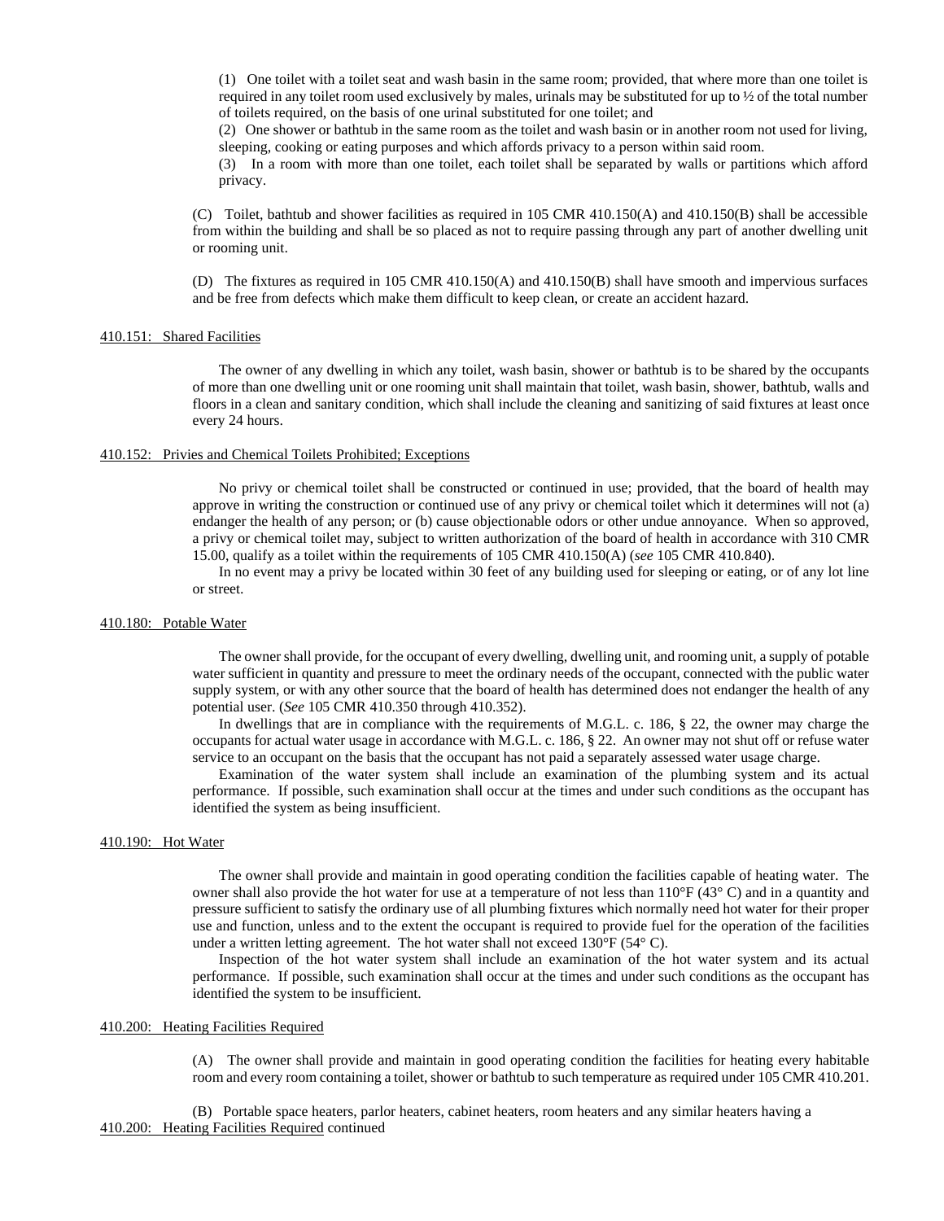(1) One toilet with a toilet seat and wash basin in the same room; provided, that where more than one toilet is required in any toilet room used exclusively by males, urinals may be substituted for up to ½ of the total number of toilets required, on the basis of one urinal substituted for one toilet; and

(2) One shower or bathtub in the same room as the toilet and wash basin or in another room not used for living, sleeping, cooking or eating purposes and which affords privacy to a person within said room.

(3) In a room with more than one toilet, each toilet shall be separated by walls or partitions which afford privacy.

(C) Toilet, bathtub and shower facilities as required in 105 CMR 410.150(A) and 410.150(B) shall be accessible from within the building and shall be so placed as not to require passing through any part of another dwelling unit or rooming unit.

(D) The fixtures as required in 105 CMR 410.150(A) and 410.150(B) shall have smooth and impervious surfaces and be free from defects which make them difficult to keep clean, or create an accident hazard.

410.151: Shared Facilities

The owner of any dwelling in which any toilet, wash basin, shower or bathtub is to be shared by the occupants of more than one dwelling unit or one rooming unit shall maintain that toilet, wash basin, shower, bathtub, walls and floors in a clean and sanitary condition, which shall include the cleaning and sanitizing of said fixtures at least once every 24 hours.

410.152: Privies and Chemical Toilets Prohibited; Exceptions

No privy or chemical toilet shall be constructed or continued in use; provided, that the board of health may approve in writing the construction or continued use of any privy or chemical toilet which it determines will not (a) endanger the health of any person; or (b) cause objectionable odors or other undue annoyance. When so approved, a privy or chemical toilet may, subject to written authorization of the board of health in accordance with 310 CMR 15.00, qualify as a toilet within the requirements of 105 CMR 410.150(A) (*see* 105 CMR 410.840).

In no event may a privy be located within 30 feet of any building used for sleeping or eating, or of any lot line or street.

410.180: Potable Water

The owner shall provide, for the occupant of every dwelling, dwelling unit, and rooming unit, a supply of potable water sufficient in quantity and pressure to meet the ordinary needs of the occupant, connected with the public water supply system, or with any other source that the board of health has determined does not endanger the health of any potential user. (*See* 105 CMR 410.350 through 410.352).

In dwellings that are in compliance with the requirements of M.G.L. c. 186, § 22, the owner may charge the occupants for actual water usage in accordance with M.G.L. c. 186, § 22. An owner may not shut off or refuse water service to an occupant on the basis that the occupant has not paid a separately assessed water usage charge.

Examination of the water system shall include an examination of the plumbing system and its actual performance. If possible, such examination shall occur at the times and under such conditions as the occupant has identified the system as being insufficient.

410.190: Hot Water

The owner shall provide and maintain in good operating condition the facilities capable of heating water. The owner shall also provide the hot water for use at a temperature of not less than 110°F (43° C) and in a quantity and pressure sufficient to satisfy the ordinary use of all plumbing fixtures which normally need hot water for their proper use and function, unless and to the extent the occupant is required to provide fuel for the operation of the facilities under a written letting agreement. The hot water shall not exceed 130°F (54° C).

Inspection of the hot water system shall include an examination of the hot water system and its actual performance. If possible, such examination shall occur at the times and under such conditions as the occupant has identified the system to be insufficient.

410.200: Heating Facilities Required

(A) The owner shall provide and maintain in good operating condition the facilities for heating every habitable room and every room containing a toilet, shower or bathtub to such temperature as required under 105 CMR 410.201.

(B) Portable space heaters, parlor heaters, cabinet heaters, room heaters and any similar heaters having a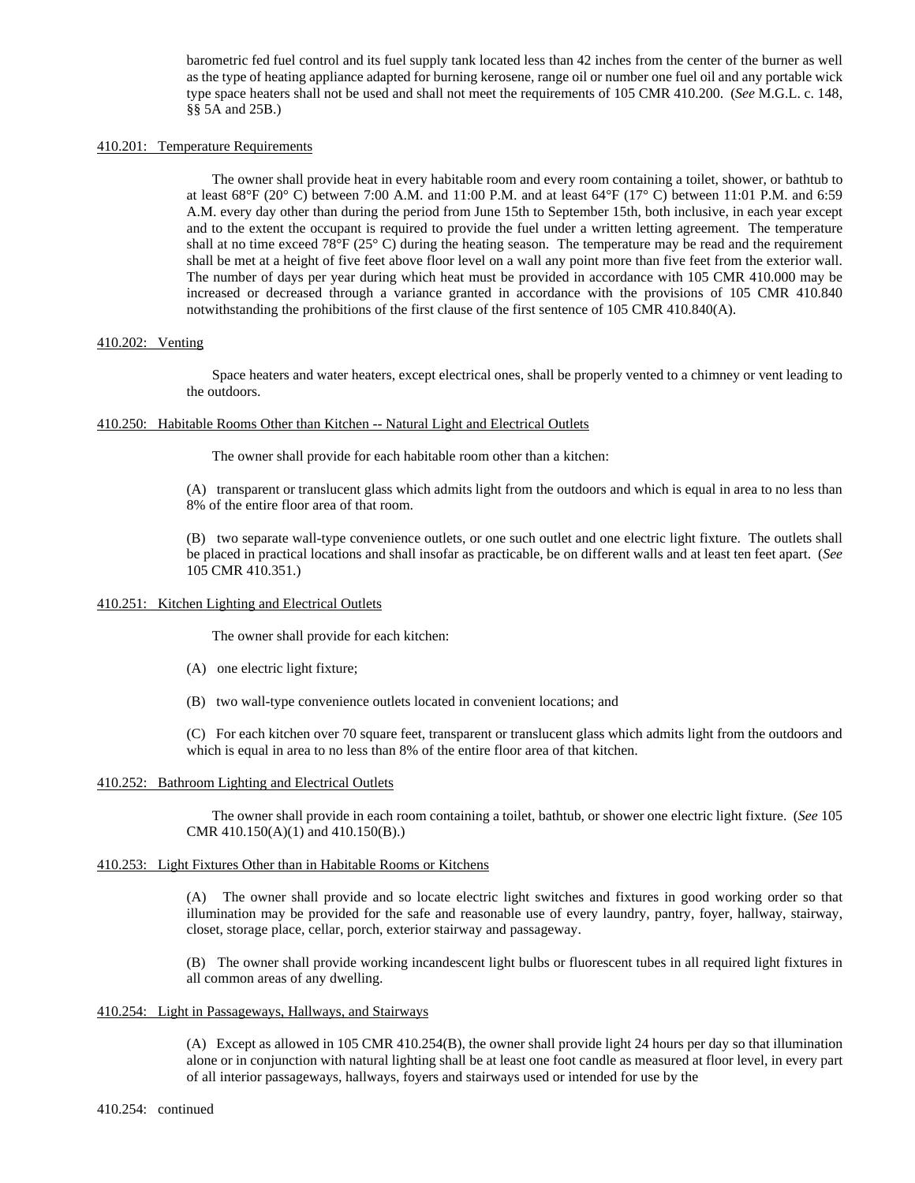barometric fed fuel control and its fuel supply tank located less than 42 inches from the center of the burner as well as the type of heating appliance adapted for burning kerosene, range oil or number one fuel oil and any portable wick type space heaters shall not be used and shall not meet the requirements of 105 CMR 410.200. (*See* M.G.L. c. 148, §§ 5A and 25B.)

## 410.201: Temperature Requirements

The owner shall provide heat in every habitable room and every room containing a toilet, shower, or bathtub to at least 68°F (20° C) between 7:00 A.M. and 11:00 P.M. and at least 64°F (17° C) between 11:01 P.M. and 6:59 A.M. every day other than during the period from June 15th to September 15th, both inclusive, in each year except and to the extent the occupant is required to provide the fuel under a written letting agreement. The temperature shall at no time exceed 78°F (25° C) during the heating season. The temperature may be read and the requirement shall be met at a height of five feet above floor level on a wall any point more than five feet from the exterior wall. The number of days per year during which heat must be provided in accordance with 105 CMR 410.000 may be increased or decreased through a variance granted in accordance with the provisions of 105 CMR 410.840 notwithstanding the prohibitions of the first clause of the first sentence of 105 CMR 410.840(A).

## 410.202: Venting

Space heaters and water heaters, except electrical ones, shall be properly vented to a chimney or vent leading to the outdoors.

## 410.250: Habitable Rooms Other than Kitchen -- Natural Light and Electrical Outlets

The owner shall provide for each habitable room other than a kitchen:

(A) transparent or translucent glass which admits light from the outdoors and which is equal in area to no less than 8% of the entire floor area of that room.

(B) two separate wall-type convenience outlets, or one such outlet and one electric light fixture. The outlets shall be placed in practical locations and shall insofar as practicable, be on different walls and at least ten feet apart. (*See* 105 CMR 410.351.)

## 410.251: Kitchen Lighting and Electrical Outlets

The owner shall provide for each kitchen:

(A) one electric light fixture;

(B) two wall-type convenience outlets located in convenient locations; and

(C) For each kitchen over 70 square feet, transparent or translucent glass which admits light from the outdoors and which is equal in area to no less than 8% of the entire floor area of that kitchen.

## 410.252: Bathroom Lighting and Electrical Outlets

The owner shall provide in each room containing a toilet, bathtub, or shower one electric light fixture. (*See* 105 CMR 410.150(A)(1) and 410.150(B).)

## 410.253: Light Fixtures Other than in Habitable Rooms or Kitchens

(A) The owner shall provide and so locate electric light switches and fixtures in good working order so that illumination may be provided for the safe and reasonable use of every laundry, pantry, foyer, hallway, stairway, closet, storage place, cellar, porch, exterior stairway and passageway.

(B) The owner shall provide working incandescent light bulbs or fluorescent tubes in all required light fixtures in all common areas of any dwelling.

## 410.254: Light in Passageways, Hallways, and Stairways

(A) Except as allowed in 105 CMR 410.254(B), the owner shall provide light 24 hours per day so that illumination alone or in conjunction with natural lighting shall be at least one foot candle as measured at floor level, in every part of all interior passageways, hallways, foyers and stairways used or intended for use by the

410.254: continued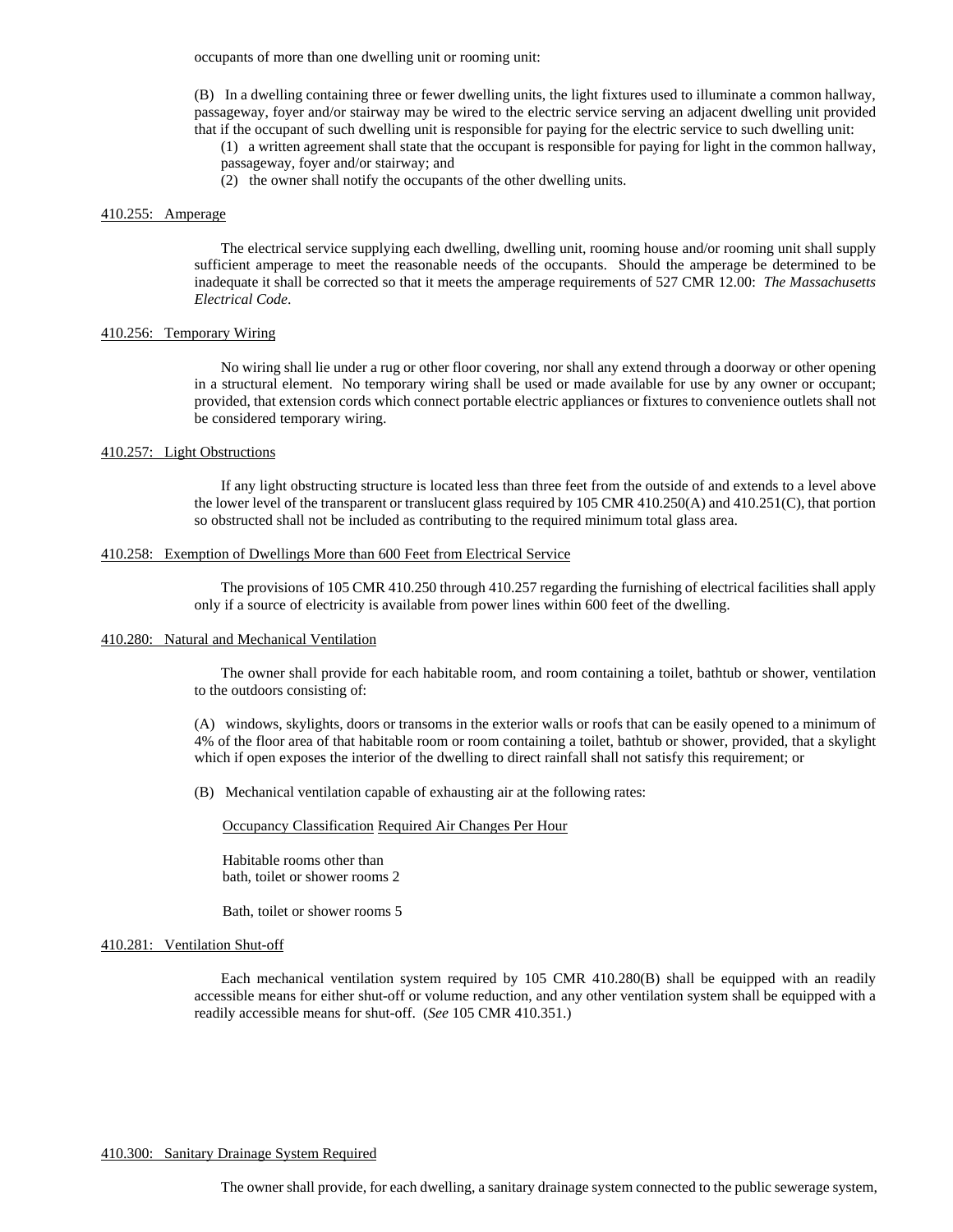occupants of more than one dwelling unit or rooming unit:

(B) In a dwelling containing three or fewer dwelling units, the light fixtures used to illuminate a common hallway, passageway, foyer and/or stairway may be wired to the electric service serving an adjacent dwelling unit provided that if the occupant of such dwelling unit is responsible for paying for the electric service to such dwelling unit:

(1) a written agreement shall state that the occupant is responsible for paying for light in the common hallway, passageway, foyer and/or stairway; and

(2) the owner shall notify the occupants of the other dwelling units.

410.255: Amperage

The electrical service supplying each dwelling, dwelling unit, rooming house and/or rooming unit shall supply sufficient amperage to meet the reasonable needs of the occupants. Should the amperage be determined to be inadequate it shall be corrected so that it meets the amperage requirements of 527 CMR 12.00: *The Massachusetts Electrical Code*.

410.256: Temporary Wiring

No wiring shall lie under a rug or other floor covering, nor shall any extend through a doorway or other opening in a structural element. No temporary wiring shall be used or made available for use by any owner or occupant; provided, that extension cords which connect portable electric appliances or fixtures to convenience outlets shall not be considered temporary wiring.

410.257: Light Obstructions

If any light obstructing structure is located less than three feet from the outside of and extends to a level above the lower level of the transparent or translucent glass required by 105 CMR 410.250(A) and 410.251(C), that portion so obstructed shall not be included as contributing to the required minimum total glass area.

410.258: Exemption of Dwellings More than 600 Feet from Electrical Service

The provisions of 105 CMR 410.250 through 410.257 regarding the furnishing of electrical facilities shall apply only if a source of electricity is available from power lines within 600 feet of the dwelling.

410.280: Natural and Mechanical Ventilation

The owner shall provide for each habitable room, and room containing a toilet, bathtub or shower, ventilation to the outdoors consisting of:

(A) windows, skylights, doors or transoms in the exterior walls or roofs that can be easily opened to a minimum of 4% of the floor area of that habitable room or room containing a toilet, bathtub or shower, provided, that a skylight which if open exposes the interior of the dwelling to direct rainfall shall not satisfy this requirement; or

(B) Mechanical ventilation capable of exhausting air at the following rates:

| Occupancy Classification | Required Air Changes Per Hour |
|---|---|
| Habitable rooms other than bath, toilet or shower rooms | 2 |
| Bath, toilet or shower rooms | 5 |

410.281: Ventilation Shut-off

Each mechanical ventilation system required by 105 CMR 410.280(B) shall be equipped with an readily accessible means for either shut-off or volume reduction, and any other ventilation system shall be equipped with a readily accessible means for shut-off. (*See* 105 CMR 410.351.)

410.300: Sanitary Drainage System Required

The owner shall provide, for each dwelling, a sanitary drainage system connected to the public sewerage system,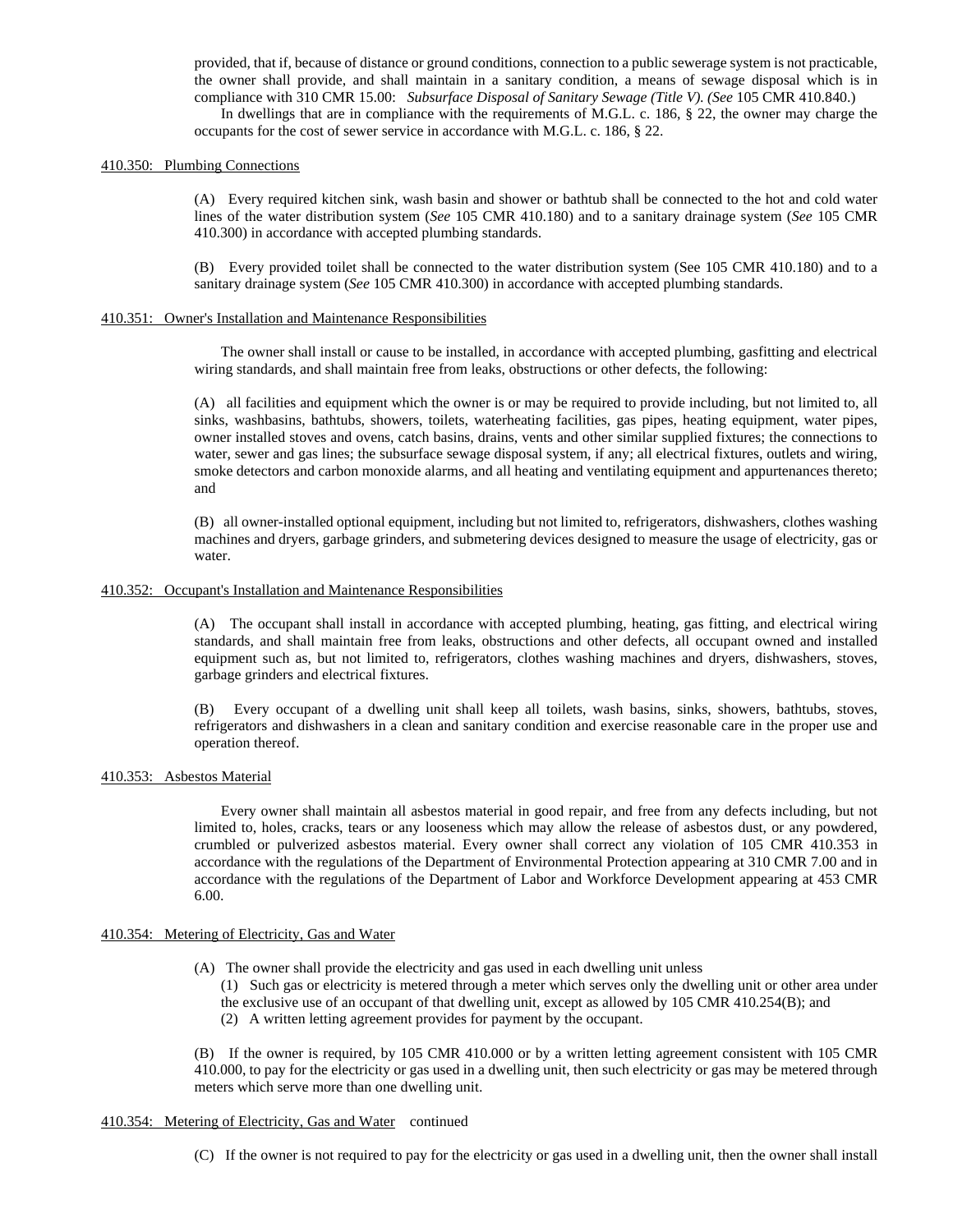provided, that if, because of distance or ground conditions, connection to a public sewerage system is not practicable, the owner shall provide, and shall maintain in a sanitary condition, a means of sewage disposal which is in compliance with 310 CMR 15.00: *Subsurface Disposal of Sanitary Sewage (Title V). (See* 105 CMR 410.840.)

In dwellings that are in compliance with the requirements of M.G.L. c. 186, § 22, the owner may charge the occupants for the cost of sewer service in accordance with M.G.L. c. 186, § 22.

410.350: Plumbing Connections

(A) Every required kitchen sink, wash basin and shower or bathtub shall be connected to the hot and cold water lines of the water distribution system (*See* 105 CMR 410.180) and to a sanitary drainage system (*See* 105 CMR 410.300) in accordance with accepted plumbing standards.

(B) Every provided toilet shall be connected to the water distribution system (See 105 CMR 410.180) and to a sanitary drainage system (*See* 105 CMR 410.300) in accordance with accepted plumbing standards.

410.351: Owner's Installation and Maintenance Responsibilities

The owner shall install or cause to be installed, in accordance with accepted plumbing, gasfitting and electrical wiring standards, and shall maintain free from leaks, obstructions or other defects, the following:

(A) all facilities and equipment which the owner is or may be required to provide including, but not limited to, all sinks, washbasins, bathtubs, showers, toilets, waterheating facilities, gas pipes, heating equipment, water pipes, owner installed stoves and ovens, catch basins, drains, vents and other similar supplied fixtures; the connections to water, sewer and gas lines; the subsurface sewage disposal system, if any; all electrical fixtures, outlets and wiring, smoke detectors and carbon monoxide alarms, and all heating and ventilating equipment and appurtenances thereto; and

(B) all owner-installed optional equipment, including but not limited to, refrigerators, dishwashers, clothes washing machines and dryers, garbage grinders, and submetering devices designed to measure the usage of electricity, gas or water.

410.352: Occupant's Installation and Maintenance Responsibilities

(A) The occupant shall install in accordance with accepted plumbing, heating, gas fitting, and electrical wiring standards, and shall maintain free from leaks, obstructions and other defects, all occupant owned and installed equipment such as, but not limited to, refrigerators, clothes washing machines and dryers, dishwashers, stoves, garbage grinders and electrical fixtures.

(B) Every occupant of a dwelling unit shall keep all toilets, wash basins, sinks, showers, bathtubs, stoves, refrigerators and dishwashers in a clean and sanitary condition and exercise reasonable care in the proper use and operation thereof.

410.353: Asbestos Material

Every owner shall maintain all asbestos material in good repair, and free from any defects including, but not limited to, holes, cracks, tears or any looseness which may allow the release of asbestos dust, or any powdered, crumbled or pulverized asbestos material. Every owner shall correct any violation of 105 CMR 410.353 in accordance with the regulations of the Department of Environmental Protection appearing at 310 CMR 7.00 and in accordance with the regulations of the Department of Labor and Workforce Development appearing at 453 CMR 6.00.

410.354: Metering of Electricity, Gas and Water

(A) The owner shall provide the electricity and gas used in each dwelling unit unless
(1) Such gas or electricity is metered through a meter which serves only the dwelling unit or other area under the exclusive use of an occupant of that dwelling unit, except as allowed by 105 CMR 410.254(B); and
(2) A written letting agreement provides for payment by the occupant.

(B) If the owner is required, by 105 CMR 410.000 or by a written letting agreement consistent with 105 CMR 410.000, to pay for the electricity or gas used in a dwelling unit, then such electricity or gas may be metered through meters which serve more than one dwelling unit.

410.354: Metering of Electricity, Gas and Water continued

(C) If the owner is not required to pay for the electricity or gas used in a dwelling unit, then the owner shall install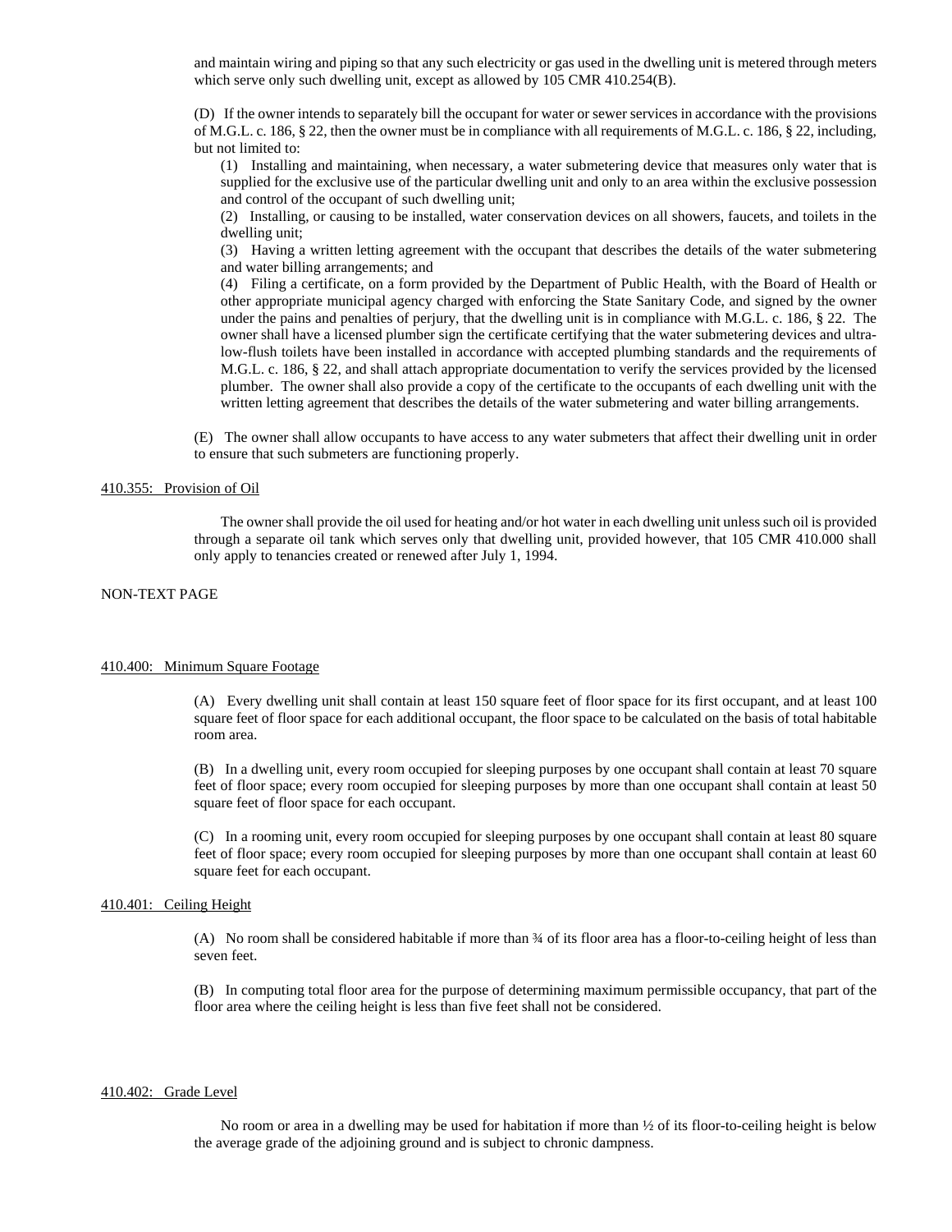and maintain wiring and piping so that any such electricity or gas used in the dwelling unit is metered through meters which serve only such dwelling unit, except as allowed by 105 CMR 410.254(B).

(D) If the owner intends to separately bill the occupant for water or sewer services in accordance with the provisions of M.G.L. c. 186, § 22, then the owner must be in compliance with all requirements of M.G.L. c. 186, § 22, including, but not limited to:

(1) Installing and maintaining, when necessary, a water submetering device that measures only water that is supplied for the exclusive use of the particular dwelling unit and only to an area within the exclusive possession and control of the occupant of such dwelling unit;
(2) Installing, or causing to be installed, water conservation devices on all showers, faucets, and toilets in the dwelling unit;
(3) Having a written letting agreement with the occupant that describes the details of the water submetering and water billing arrangements; and
(4) Filing a certificate, on a form provided by the Department of Public Health, with the Board of Health or other appropriate municipal agency charged with enforcing the State Sanitary Code, and signed by the owner under the pains and penalties of perjury, that the dwelling unit is in compliance with M.G.L. c. 186, § 22. The owner shall have a licensed plumber sign the certificate certifying that the water submetering devices and ultra-low-flush toilets have been installed in accordance with accepted plumbing standards and the requirements of M.G.L. c. 186, § 22, and shall attach appropriate documentation to verify the services provided by the licensed plumber. The owner shall also provide a copy of the certificate to the occupants of each dwelling unit with the written letting agreement that describes the details of the water submetering and water billing arrangements.

(E) The owner shall allow occupants to have access to any water submeters that affect their dwelling unit in order to ensure that such submeters are functioning properly.

410.355: Provision of Oil

The owner shall provide the oil used for heating and/or hot water in each dwelling unit unless such oil is provided through a separate oil tank which serves only that dwelling unit, provided however, that 105 CMR 410.000 shall only apply to tenancies created or renewed after July 1, 1994.

NON-TEXT PAGE

410.400: Minimum Square Footage

(A) Every dwelling unit shall contain at least 150 square feet of floor space for its first occupant, and at least 100 square feet of floor space for each additional occupant, the floor space to be calculated on the basis of total habitable room area.

(B) In a dwelling unit, every room occupied for sleeping purposes by one occupant shall contain at least 70 square feet of floor space; every room occupied for sleeping purposes by more than one occupant shall contain at least 50 square feet of floor space for each occupant.

(C) In a rooming unit, every room occupied for sleeping purposes by one occupant shall contain at least 80 square feet of floor space; every room occupied for sleeping purposes by more than one occupant shall contain at least 60 square feet for each occupant.

410.401: Ceiling Height

(A) No room shall be considered habitable if more than ¾ of its floor area has a floor-to-ceiling height of less than seven feet.

(B) In computing total floor area for the purpose of determining maximum permissible occupancy, that part of the floor area where the ceiling height is less than five feet shall not be considered.

410.402: Grade Level

No room or area in a dwelling may be used for habitation if more than ½ of its floor-to-ceiling height is below the average grade of the adjoining ground and is subject to chronic dampness.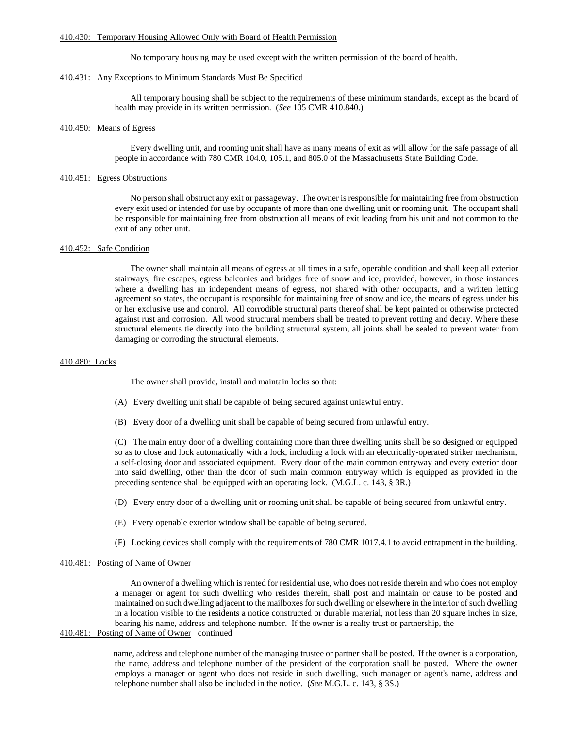410.430: Temporary Housing Allowed Only with Board of Health Permission

No temporary housing may be used except with the written permission of the board of health.

410.431: Any Exceptions to Minimum Standards Must Be Specified

All temporary housing shall be subject to the requirements of these minimum standards, except as the board of health may provide in its written permission. (*See* 105 CMR 410.840.)

410.450: Means of Egress

Every dwelling unit, and rooming unit shall have as many means of exit as will allow for the safe passage of all people in accordance with 780 CMR 104.0, 105.1, and 805.0 of the Massachusetts State Building Code.

410.451: Egress Obstructions

No person shall obstruct any exit or passageway. The owner is responsible for maintaining free from obstruction every exit used or intended for use by occupants of more than one dwelling unit or rooming unit. The occupant shall be responsible for maintaining free from obstruction all means of exit leading from his unit and not common to the exit of any other unit.

410.452: Safe Condition

The owner shall maintain all means of egress at all times in a safe, operable condition and shall keep all exterior stairways, fire escapes, egress balconies and bridges free of snow and ice, provided, however, in those instances where a dwelling has an independent means of egress, not shared with other occupants, and a written letting agreement so states, the occupant is responsible for maintaining free of snow and ice, the means of egress under his or her exclusive use and control. All corrodible structural parts thereof shall be kept painted or otherwise protected against rust and corrosion. All wood structural members shall be treated to prevent rotting and decay. Where these structural elements tie directly into the building structural system, all joints shall be sealed to prevent water from damaging or corroding the structural elements.

410.480: Locks

The owner shall provide, install and maintain locks so that:

(A) Every dwelling unit shall be capable of being secured against unlawful entry.

(B) Every door of a dwelling unit shall be capable of being secured from unlawful entry.

(C) The main entry door of a dwelling containing more than three dwelling units shall be so designed or equipped so as to close and lock automatically with a lock, including a lock with an electrically-operated striker mechanism, a self-closing door and associated equipment. Every door of the main common entryway and every exterior door into said dwelling, other than the door of such main common entryway which is equipped as provided in the preceding sentence shall be equipped with an operating lock. (M.G.L. c. 143, § 3R.)

(D) Every entry door of a dwelling unit or rooming unit shall be capable of being secured from unlawful entry.

(E) Every openable exterior window shall be capable of being secured.

(F) Locking devices shall comply with the requirements of 780 CMR 1017.4.1 to avoid entrapment in the building.

410.481: Posting of Name of Owner

An owner of a dwelling which is rented for residential use, who does not reside therein and who does not employ a manager or agent for such dwelling who resides therein, shall post and maintain or cause to be posted and maintained on such dwelling adjacent to the mailboxes for such dwelling or elsewhere in the interior of such dwelling in a location visible to the residents a notice constructed or durable material, not less than 20 square inches in size, bearing his name, address and telephone number. If the owner is a realty trust or partnership, the name, address and telephone number of the managing trustee or partner shall be posted. If the owner is a corporation, the name, address and telephone number of the president of the corporation shall be posted. Where the owner employs a manager or agent who does not reside in such dwelling, such manager or agent's name, address and telephone number shall also be included in the notice. (*See* M.G.L. c. 143, § 3S.)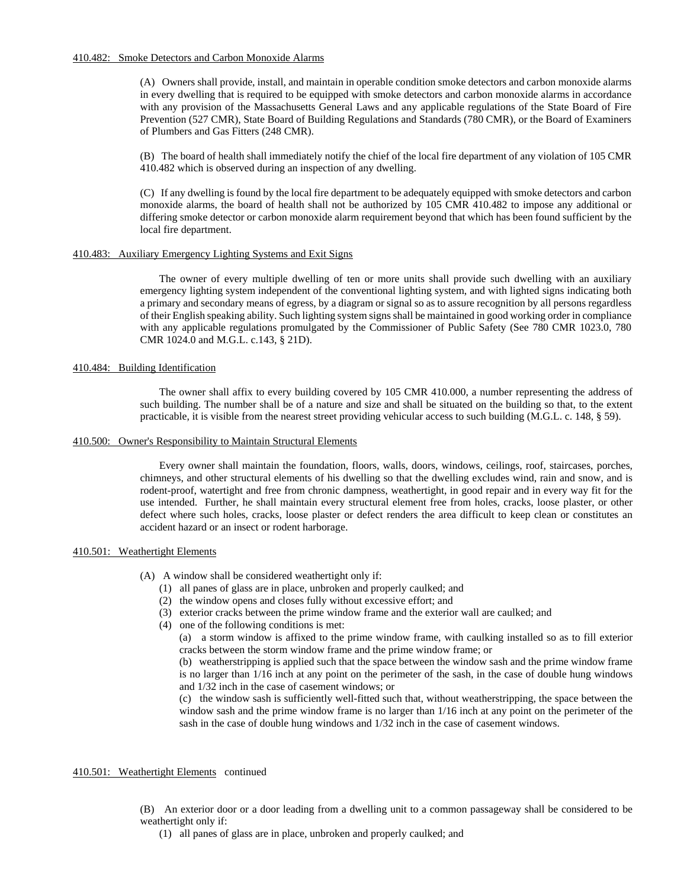410.482: Smoke Detectors and Carbon Monoxide Alarms

(A) Owners shall provide, install, and maintain in operable condition smoke detectors and carbon monoxide alarms in every dwelling that is required to be equipped with smoke detectors and carbon monoxide alarms in accordance with any provision of the Massachusetts General Laws and any applicable regulations of the State Board of Fire Prevention (527 CMR), State Board of Building Regulations and Standards (780 CMR), or the Board of Examiners of Plumbers and Gas Fitters (248 CMR).

(B) The board of health shall immediately notify the chief of the local fire department of any violation of 105 CMR 410.482 which is observed during an inspection of any dwelling.

(C) If any dwelling is found by the local fire department to be adequately equipped with smoke detectors and carbon monoxide alarms, the board of health shall not be authorized by 105 CMR 410.482 to impose any additional or differing smoke detector or carbon monoxide alarm requirement beyond that which has been found sufficient by the local fire department.

410.483: Auxiliary Emergency Lighting Systems and Exit Signs

The owner of every multiple dwelling of ten or more units shall provide such dwelling with an auxiliary emergency lighting system independent of the conventional lighting system, and with lighted signs indicating both a primary and secondary means of egress, by a diagram or signal so as to assure recognition by all persons regardless of their English speaking ability. Such lighting system signs shall be maintained in good working order in compliance with any applicable regulations promulgated by the Commissioner of Public Safety (See 780 CMR 1023.0, 780 CMR 1024.0 and M.G.L. c.143, § 21D).

410.484: Building Identification

The owner shall affix to every building covered by 105 CMR 410.000, a number representing the address of such building. The number shall be of a nature and size and shall be situated on the building so that, to the extent practicable, it is visible from the nearest street providing vehicular access to such building (M.G.L. c. 148, § 59).

410.500: Owner's Responsibility to Maintain Structural Elements

Every owner shall maintain the foundation, floors, walls, doors, windows, ceilings, roof, staircases, porches, chimneys, and other structural elements of his dwelling so that the dwelling excludes wind, rain and snow, and is rodent-proof, watertight and free from chronic dampness, weathertight, in good repair and in every way fit for the use intended. Further, he shall maintain every structural element free from holes, cracks, loose plaster, or other defect where such holes, cracks, loose plaster or defect renders the area difficult to keep clean or constitutes an accident hazard or an insect or rodent harborage.

410.501: Weathertight Elements

(A) A window shall be considered weathertight only if:
  (1) all panes of glass are in place, unbroken and properly caulked; and
  (2) the window opens and closes fully without excessive effort; and
  (3) exterior cracks between the prime window frame and the exterior wall are caulked; and
  (4) one of the following conditions is met:
    (a) a storm window is affixed to the prime window frame, with caulking installed so as to fill exterior cracks between the storm window frame and the prime window frame; or
    (b) weatherstripping is applied such that the space between the window sash and the prime window frame is no larger than 1/16 inch at any point on the perimeter of the sash, in the case of double hung windows and 1/32 inch in the case of casement windows; or
    (c) the window sash is sufficiently well-fitted such that, without weatherstripping, the space between the window sash and the prime window frame is no larger than 1/16 inch at any point on the perimeter of the sash in the case of double hung windows and 1/32 inch in the case of casement windows.

410.501: Weathertight Elements continued

(B) An exterior door or a door leading from a dwelling unit to a common passageway shall be considered to be weathertight only if:
  (1) all panes of glass are in place, unbroken and properly caulked; and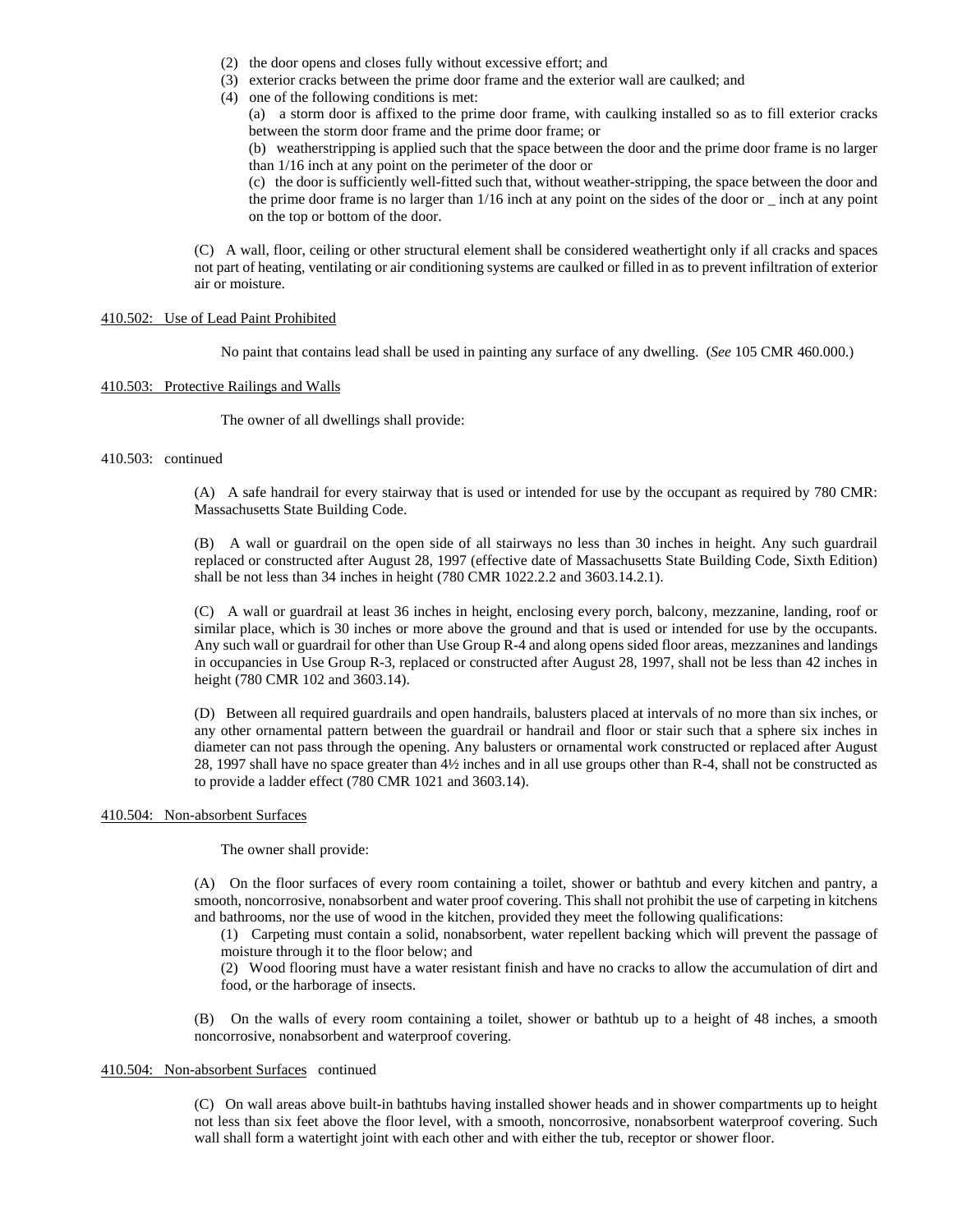(2) the door opens and closes fully without excessive effort; and

(3) exterior cracks between the prime door frame and the exterior wall are caulked; and

(4) one of the following conditions is met:

(a) a storm door is affixed to the prime door frame, with caulking installed so as to fill exterior cracks between the storm door frame and the prime door frame; or

(b) weatherstripping is applied such that the space between the door and the prime door frame is no larger than 1/16 inch at any point on the perimeter of the door or

(c) the door is sufficiently well-fitted such that, without weather-stripping, the space between the door and the prime door frame is no larger than 1/16 inch at any point on the sides of the door or _ inch at any point on the top or bottom of the door.

(C) A wall, floor, ceiling or other structural element shall be considered weathertight only if all cracks and spaces not part of heating, ventilating or air conditioning systems are caulked or filled in as to prevent infiltration of exterior air or moisture.

410.502: Use of Lead Paint Prohibited

No paint that contains lead shall be used in painting any surface of any dwelling. (*See* 105 CMR 460.000.)

410.503: Protective Railings and Walls

The owner of all dwellings shall provide:

410.503: continued

(A) A safe handrail for every stairway that is used or intended for use by the occupant as required by 780 CMR: Massachusetts State Building Code.

(B) A wall or guardrail on the open side of all stairways no less than 30 inches in height. Any such guardrail replaced or constructed after August 28, 1997 (effective date of Massachusetts State Building Code, Sixth Edition) shall be not less than 34 inches in height (780 CMR 1022.2.2 and 3603.14.2.1).

(C) A wall or guardrail at least 36 inches in height, enclosing every porch, balcony, mezzanine, landing, roof or similar place, which is 30 inches or more above the ground and that is used or intended for use by the occupants. Any such wall or guardrail for other than Use Group R-4 and along opens sided floor areas, mezzanines and landings in occupancies in Use Group R-3, replaced or constructed after August 28, 1997, shall not be less than 42 inches in height (780 CMR 102 and 3603.14).

(D) Between all required guardrails and open handrails, balusters placed at intervals of no more than six inches, or any other ornamental pattern between the guardrail or handrail and floor or stair such that a sphere six inches in diameter can not pass through the opening. Any balusters or ornamental work constructed or replaced after August 28, 1997 shall have no space greater than 4½ inches and in all use groups other than R-4, shall not be constructed as to provide a ladder effect (780 CMR 1021 and 3603.14).

410.504: Non-absorbent Surfaces

The owner shall provide:

(A) On the floor surfaces of every room containing a toilet, shower or bathtub and every kitchen and pantry, a smooth, noncorrosive, nonabsorbent and water proof covering. This shall not prohibit the use of carpeting in kitchens and bathrooms, nor the use of wood in the kitchen, provided they meet the following qualifications:

(1) Carpeting must contain a solid, nonabsorbent, water repellent backing which will prevent the passage of moisture through it to the floor below; and

(2) Wood flooring must have a water resistant finish and have no cracks to allow the accumulation of dirt and food, or the harborage of insects.

(B) On the walls of every room containing a toilet, shower or bathtub up to a height of 48 inches, a smooth noncorrosive, nonabsorbent and waterproof covering.

410.504: Non-absorbent Surfaces continued

(C) On wall areas above built-in bathtubs having installed shower heads and in shower compartments up to height not less than six feet above the floor level, with a smooth, noncorrosive, nonabsorbent waterproof covering. Such wall shall form a watertight joint with each other and with either the tub, receptor or shower floor.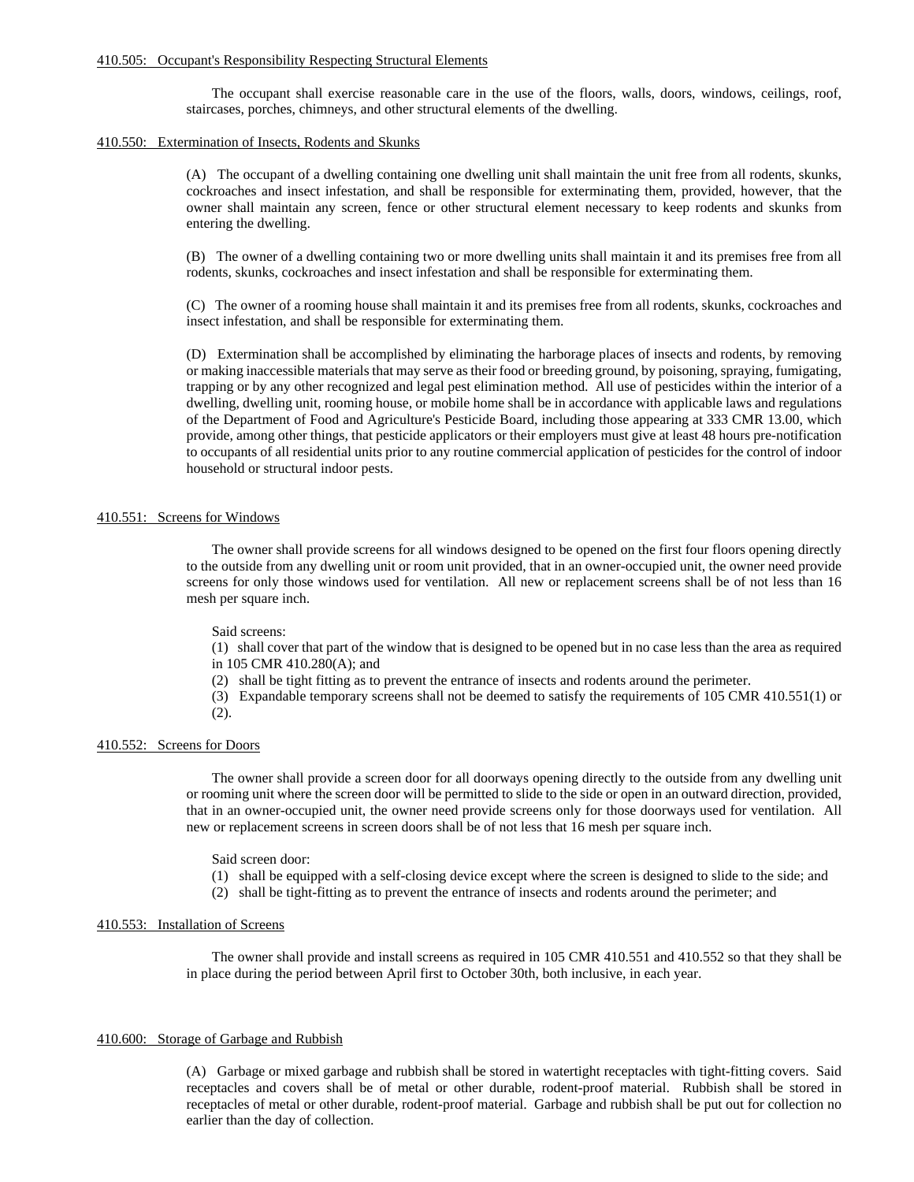410.505: Occupant's Responsibility Respecting Structural Elements

The occupant shall exercise reasonable care in the use of the floors, walls, doors, windows, ceilings, roof, staircases, porches, chimneys, and other structural elements of the dwelling.

410.550: Extermination of Insects, Rodents and Skunks

(A) The occupant of a dwelling containing one dwelling unit shall maintain the unit free from all rodents, skunks, cockroaches and insect infestation, and shall be responsible for exterminating them, provided, however, that the owner shall maintain any screen, fence or other structural element necessary to keep rodents and skunks from entering the dwelling.

(B) The owner of a dwelling containing two or more dwelling units shall maintain it and its premises free from all rodents, skunks, cockroaches and insect infestation and shall be responsible for exterminating them.

(C) The owner of a rooming house shall maintain it and its premises free from all rodents, skunks, cockroaches and insect infestation, and shall be responsible for exterminating them.

(D) Extermination shall be accomplished by eliminating the harborage places of insects and rodents, by removing or making inaccessible materials that may serve as their food or breeding ground, by poisoning, spraying, fumigating, trapping or by any other recognized and legal pest elimination method. All use of pesticides within the interior of a dwelling, dwelling unit, rooming house, or mobile home shall be in accordance with applicable laws and regulations of the Department of Food and Agriculture's Pesticide Board, including those appearing at 333 CMR 13.00, which provide, among other things, that pesticide applicators or their employers must give at least 48 hours pre-notification to occupants of all residential units prior to any routine commercial application of pesticides for the control of indoor household or structural indoor pests.

410.551: Screens for Windows

The owner shall provide screens for all windows designed to be opened on the first four floors opening directly to the outside from any dwelling unit or room unit provided, that in an owner-occupied unit, the owner need provide screens for only those windows used for ventilation. All new or replacement screens shall be of not less than 16 mesh per square inch.

Said screens:

(1) shall cover that part of the window that is designed to be opened but in no case less than the area as required in 105 CMR 410.280(A); and

(2) shall be tight fitting as to prevent the entrance of insects and rodents around the perimeter.

(3) Expandable temporary screens shall not be deemed to satisfy the requirements of 105 CMR 410.551(1) or (2).

410.552: Screens for Doors

The owner shall provide a screen door for all doorways opening directly to the outside from any dwelling unit or rooming unit where the screen door will be permitted to slide to the side or open in an outward direction, provided, that in an owner-occupied unit, the owner need provide screens only for those doorways used for ventilation. All new or replacement screens in screen doors shall be of not less that 16 mesh per square inch.

Said screen door:

(1) shall be equipped with a self-closing device except where the screen is designed to slide to the side; and

(2) shall be tight-fitting as to prevent the entrance of insects and rodents around the perimeter; and

410.553: Installation of Screens

The owner shall provide and install screens as required in 105 CMR 410.551 and 410.552 so that they shall be in place during the period between April first to October 30th, both inclusive, in each year.

410.600: Storage of Garbage and Rubbish

(A) Garbage or mixed garbage and rubbish shall be stored in watertight receptacles with tight-fitting covers. Said receptacles and covers shall be of metal or other durable, rodent-proof material. Rubbish shall be stored in receptacles of metal or other durable, rodent-proof material. Garbage and rubbish shall be put out for collection no earlier than the day of collection.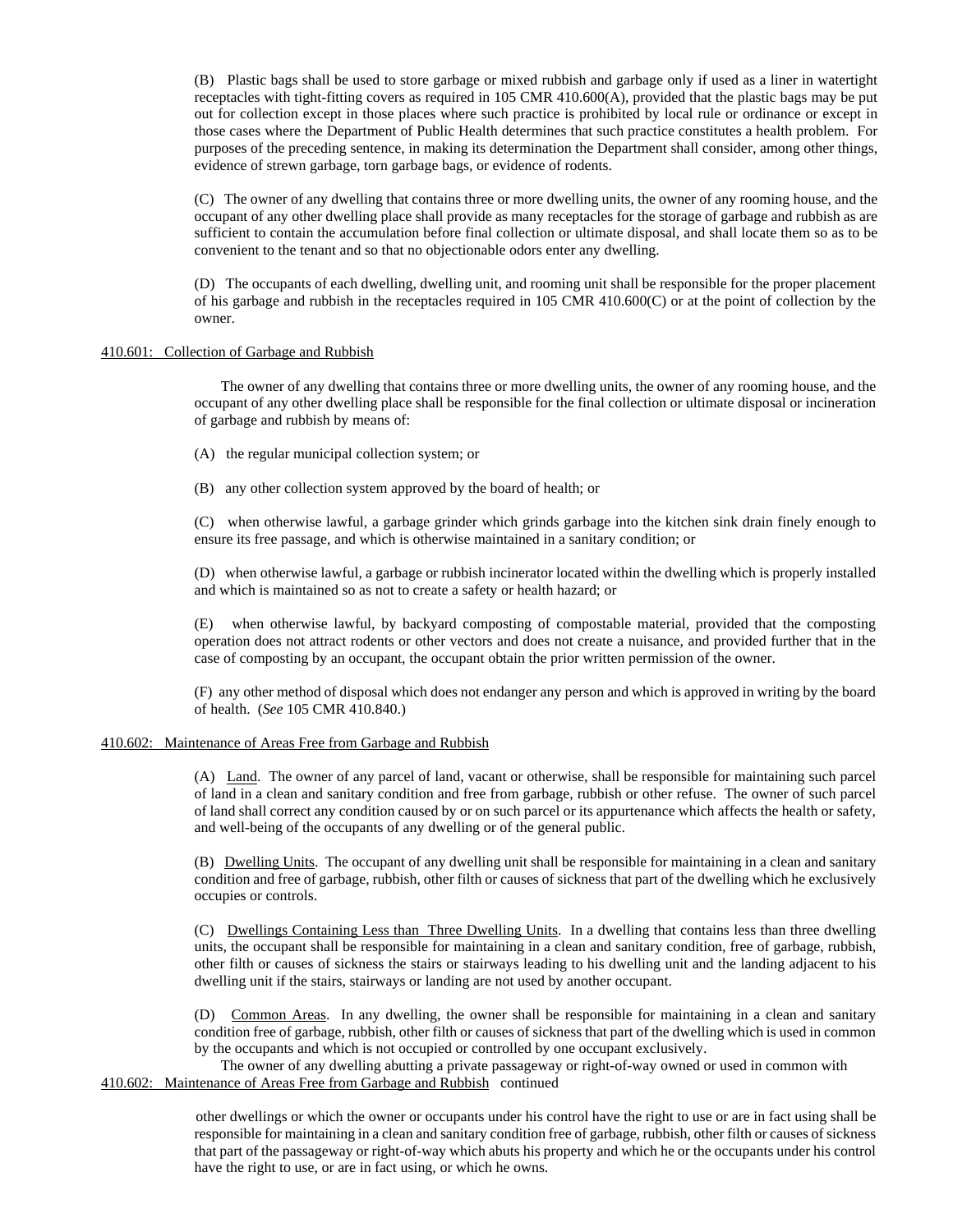(B) Plastic bags shall be used to store garbage or mixed rubbish and garbage only if used as a liner in watertight receptacles with tight-fitting covers as required in 105 CMR 410.600(A), provided that the plastic bags may be put out for collection except in those places where such practice is prohibited by local rule or ordinance or except in those cases where the Department of Public Health determines that such practice constitutes a health problem. For purposes of the preceding sentence, in making its determination the Department shall consider, among other things, evidence of strewn garbage, torn garbage bags, or evidence of rodents.

(C) The owner of any dwelling that contains three or more dwelling units, the owner of any rooming house, and the occupant of any other dwelling place shall provide as many receptacles for the storage of garbage and rubbish as are sufficient to contain the accumulation before final collection or ultimate disposal, and shall locate them so as to be convenient to the tenant and so that no objectionable odors enter any dwelling.

(D) The occupants of each dwelling, dwelling unit, and rooming unit shall be responsible for the proper placement of his garbage and rubbish in the receptacles required in 105 CMR 410.600(C) or at the point of collection by the owner.

410.601: Collection of Garbage and Rubbish

The owner of any dwelling that contains three or more dwelling units, the owner of any rooming house, and the occupant of any other dwelling place shall be responsible for the final collection or ultimate disposal or incineration of garbage and rubbish by means of:

(A) the regular municipal collection system; or

(B) any other collection system approved by the board of health; or

(C) when otherwise lawful, a garbage grinder which grinds garbage into the kitchen sink drain finely enough to ensure its free passage, and which is otherwise maintained in a sanitary condition; or

(D) when otherwise lawful, a garbage or rubbish incinerator located within the dwelling which is properly installed and which is maintained so as not to create a safety or health hazard; or

(E) when otherwise lawful, by backyard composting of compostable material, provided that the composting operation does not attract rodents or other vectors and does not create a nuisance, and provided further that in the case of composting by an occupant, the occupant obtain the prior written permission of the owner.

(F) any other method of disposal which does not endanger any person and which is approved in writing by the board of health. (*See* 105 CMR 410.840.)

410.602: Maintenance of Areas Free from Garbage and Rubbish

(A) Land. The owner of any parcel of land, vacant or otherwise, shall be responsible for maintaining such parcel of land in a clean and sanitary condition and free from garbage, rubbish or other refuse. The owner of such parcel of land shall correct any condition caused by or on such parcel or its appurtenance which affects the health or safety, and well-being of the occupants of any dwelling or of the general public.

(B) Dwelling Units. The occupant of any dwelling unit shall be responsible for maintaining in a clean and sanitary condition and free of garbage, rubbish, other filth or causes of sickness that part of the dwelling which he exclusively occupies or controls.

(C) Dwellings Containing Less than Three Dwelling Units. In a dwelling that contains less than three dwelling units, the occupant shall be responsible for maintaining in a clean and sanitary condition, free of garbage, rubbish, other filth or causes of sickness the stairs or stairways leading to his dwelling unit and the landing adjacent to his dwelling unit if the stairs, stairways or landing are not used by another occupant.

(D) Common Areas. In any dwelling, the owner shall be responsible for maintaining in a clean and sanitary condition free of garbage, rubbish, other filth or causes of sickness that part of the dwelling which is used in common by the occupants and which is not occupied or controlled by one occupant exclusively.

The owner of any dwelling abutting a private passageway or right-of-way owned or used in common with other dwellings or which the owner or occupants under his control have the right to use or are in fact using shall be responsible for maintaining in a clean and sanitary condition free of garbage, rubbish, other filth or causes of sickness that part of the passageway or right-of-way which abuts his property and which he or the occupants under his control have the right to use, or are in fact using, or which he owns.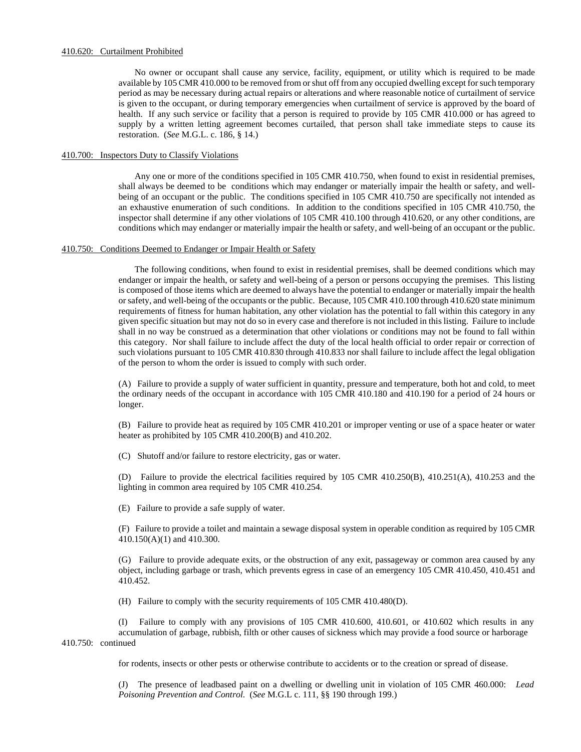### 410.620: Curtailment Prohibited

No owner or occupant shall cause any service, facility, equipment, or utility which is required to be made available by 105 CMR 410.000 to be removed from or shut off from any occupied dwelling except for such temporary period as may be necessary during actual repairs or alterations and where reasonable notice of curtailment of service is given to the occupant, or during temporary emergencies when curtailment of service is approved by the board of health. If any such service or facility that a person is required to provide by 105 CMR 410.000 or has agreed to supply by a written letting agreement becomes curtailed, that person shall take immediate steps to cause its restoration. (*See* M.G.L. c. 186, § 14.)

### 410.700: Inspectors Duty to Classify Violations

Any one or more of the conditions specified in 105 CMR 410.750, when found to exist in residential premises, shall always be deemed to be conditions which may endanger or materially impair the health or safety, and well-being of an occupant or the public. The conditions specified in 105 CMR 410.750 are specifically not intended as an exhaustive enumeration of such conditions. In addition to the conditions specified in 105 CMR 410.750, the inspector shall determine if any other violations of 105 CMR 410.100 through 410.620, or any other conditions, are conditions which may endanger or materially impair the health or safety, and well-being of an occupant or the public.

### 410.750: Conditions Deemed to Endanger or Impair Health or Safety

The following conditions, when found to exist in residential premises, shall be deemed conditions which may endanger or impair the health, or safety and well-being of a person or persons occupying the premises. This listing is composed of those items which are deemed to always have the potential to endanger or materially impair the health or safety, and well-being of the occupants or the public. Because, 105 CMR 410.100 through 410.620 state minimum requirements of fitness for human habitation, any other violation has the potential to fall within this category in any given specific situation but may not do so in every case and therefore is not included in this listing. Failure to include shall in no way be construed as a determination that other violations or conditions may not be found to fall within this category. Nor shall failure to include affect the duty of the local health official to order repair or correction of such violations pursuant to 105 CMR 410.830 through 410.833 nor shall failure to include affect the legal obligation of the person to whom the order is issued to comply with such order.

(A) Failure to provide a supply of water sufficient in quantity, pressure and temperature, both hot and cold, to meet the ordinary needs of the occupant in accordance with 105 CMR 410.180 and 410.190 for a period of 24 hours or longer.

(B) Failure to provide heat as required by 105 CMR 410.201 or improper venting or use of a space heater or water heater as prohibited by 105 CMR 410.200(B) and 410.202.

(C) Shutoff and/or failure to restore electricity, gas or water.

(D) Failure to provide the electrical facilities required by 105 CMR 410.250(B), 410.251(A), 410.253 and the lighting in common area required by 105 CMR 410.254.

(E) Failure to provide a safe supply of water.

(F) Failure to provide a toilet and maintain a sewage disposal system in operable condition as required by 105 CMR 410.150(A)(1) and 410.300.

(G) Failure to provide adequate exits, or the obstruction of any exit, passageway or common area caused by any object, including garbage or trash, which prevents egress in case of an emergency 105 CMR 410.450, 410.451 and 410.452.

(H) Failure to comply with the security requirements of 105 CMR 410.480(D).

(I) Failure to comply with any provisions of 105 CMR 410.600, 410.601, or 410.602 which results in any accumulation of garbage, rubbish, filth or other causes of sickness which may provide a food source or harborage

410.750: continued

for rodents, insects or other pests or otherwise contribute to accidents or to the creation or spread of disease.

(J) The presence of leadbased paint on a dwelling or dwelling unit in violation of 105 CMR 460.000: *Lead Poisoning Prevention and Control*. (*See* M.G.L c. 111, §§ 190 through 199.)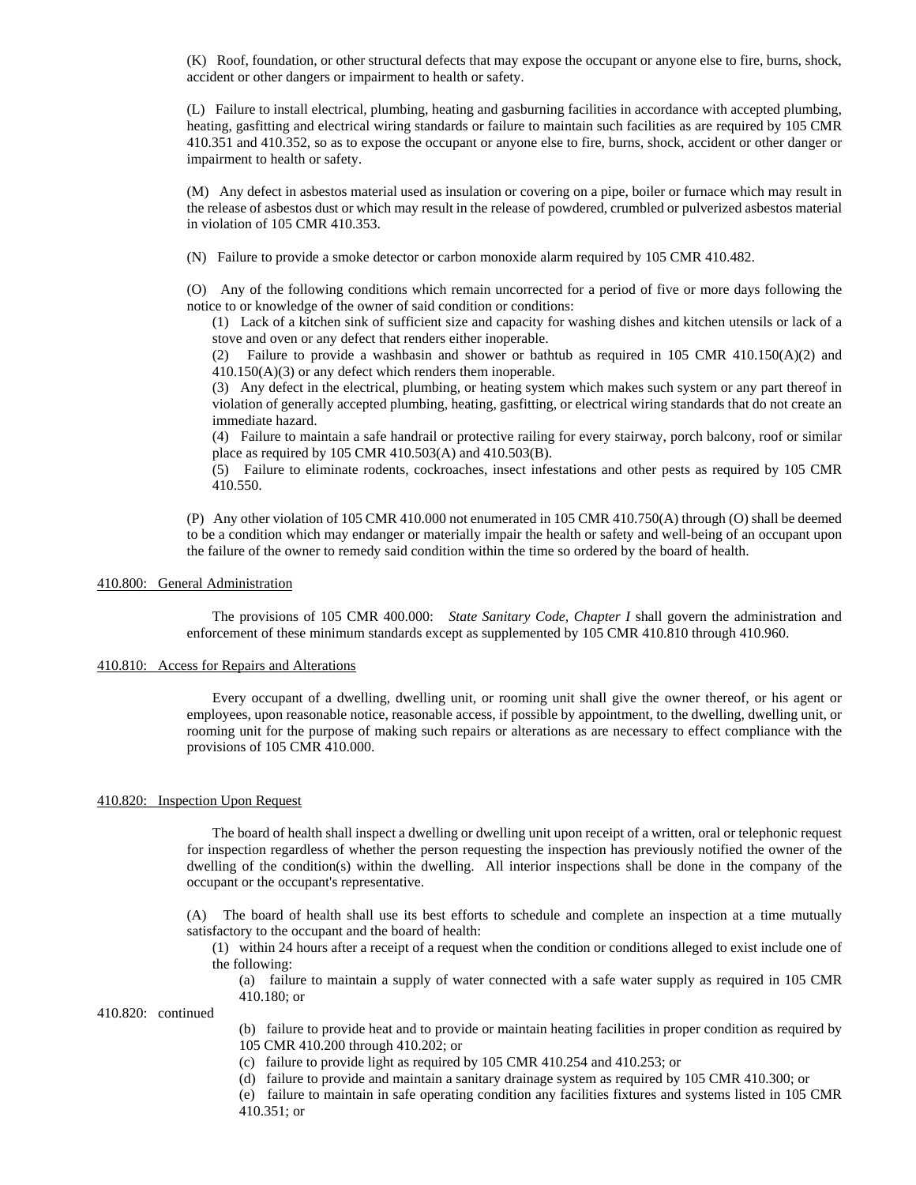(K) Roof, foundation, or other structural defects that may expose the occupant or anyone else to fire, burns, shock, accident or other dangers or impairment to health or safety.

(L) Failure to install electrical, plumbing, heating and gasburning facilities in accordance with accepted plumbing, heating, gasfitting and electrical wiring standards or failure to maintain such facilities as are required by 105 CMR 410.351 and 410.352, so as to expose the occupant or anyone else to fire, burns, shock, accident or other danger or impairment to health or safety.

(M) Any defect in asbestos material used as insulation or covering on a pipe, boiler or furnace which may result in the release of asbestos dust or which may result in the release of powdered, crumbled or pulverized asbestos material in violation of 105 CMR 410.353.

(N) Failure to provide a smoke detector or carbon monoxide alarm required by 105 CMR 410.482.

(O) Any of the following conditions which remain uncorrected for a period of five or more days following the notice to or knowledge of the owner of said condition or conditions:

(1) Lack of a kitchen sink of sufficient size and capacity for washing dishes and kitchen utensils or lack of a stove and oven or any defect that renders either inoperable.

(2) Failure to provide a washbasin and shower or bathtub as required in 105 CMR 410.150(A)(2) and 410.150(A)(3) or any defect which renders them inoperable.

(3) Any defect in the electrical, plumbing, or heating system which makes such system or any part thereof in violation of generally accepted plumbing, heating, gasfitting, or electrical wiring standards that do not create an immediate hazard.

(4) Failure to maintain a safe handrail or protective railing for every stairway, porch balcony, roof or similar place as required by 105 CMR 410.503(A) and 410.503(B).

(5) Failure to eliminate rodents, cockroaches, insect infestations and other pests as required by 105 CMR 410.550.

(P) Any other violation of 105 CMR 410.000 not enumerated in 105 CMR 410.750(A) through (O) shall be deemed to be a condition which may endanger or materially impair the health or safety and well-being of an occupant upon the failure of the owner to remedy said condition within the time so ordered by the board of health.

## 410.800: General Administration

The provisions of 105 CMR 400.000: *State Sanitary Code, Chapter I* shall govern the administration and enforcement of these minimum standards except as supplemented by 105 CMR 410.810 through 410.960.

## 410.810: Access for Repairs and Alterations

Every occupant of a dwelling, dwelling unit, or rooming unit shall give the owner thereof, or his agent or employees, upon reasonable notice, reasonable access, if possible by appointment, to the dwelling, dwelling unit, or rooming unit for the purpose of making such repairs or alterations as are necessary to effect compliance with the provisions of 105 CMR 410.000.

## 410.820: Inspection Upon Request

The board of health shall inspect a dwelling or dwelling unit upon receipt of a written, oral or telephonic request for inspection regardless of whether the person requesting the inspection has previously notified the owner of the dwelling of the condition(s) within the dwelling. All interior inspections shall be done in the company of the occupant or the occupant's representative.

(A) The board of health shall use its best efforts to schedule and complete an inspection at a time mutually satisfactory to the occupant and the board of health:

(1) within 24 hours after a receipt of a request when the condition or conditions alleged to exist include one of the following:

(a) failure to maintain a supply of water connected with a safe water supply as required in 105 CMR 410.180; or

410.820: continued

(b) failure to provide heat and to provide or maintain heating facilities in proper condition as required by 105 CMR 410.200 through 410.202; or

(c) failure to provide light as required by 105 CMR 410.254 and 410.253; or

(d) failure to provide and maintain a sanitary drainage system as required by 105 CMR 410.300; or

(e) failure to maintain in safe operating condition any facilities fixtures and systems listed in 105 CMR 410.351; or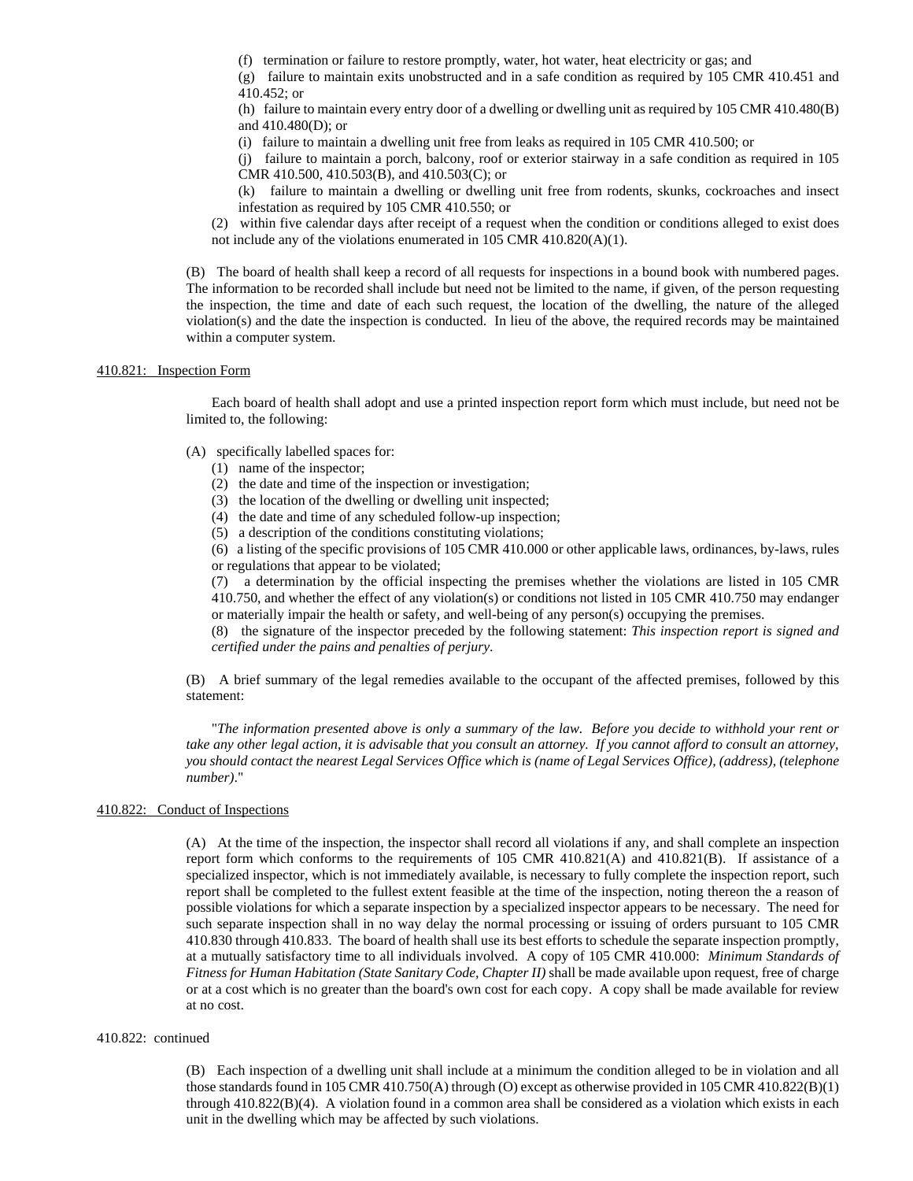(f) termination or failure to restore promptly, water, hot water, heat electricity or gas; and

(g) failure to maintain exits unobstructed and in a safe condition as required by 105 CMR 410.451 and 410.452; or

(h) failure to maintain every entry door of a dwelling or dwelling unit as required by 105 CMR 410.480(B) and 410.480(D); or

(i) failure to maintain a dwelling unit free from leaks as required in 105 CMR 410.500; or

(j) failure to maintain a porch, balcony, roof or exterior stairway in a safe condition as required in 105 CMR 410.500, 410.503(B), and 410.503(C); or

(k) failure to maintain a dwelling or dwelling unit free from rodents, skunks, cockroaches and insect infestation as required by 105 CMR 410.550; or

(2) within five calendar days after receipt of a request when the condition or conditions alleged to exist does not include any of the violations enumerated in 105 CMR 410.820(A)(1).

(B) The board of health shall keep a record of all requests for inspections in a bound book with numbered pages. The information to be recorded shall include but need not be limited to the name, if given, of the person requesting the inspection, the time and date of each such request, the location of the dwelling, the nature of the alleged violation(s) and the date the inspection is conducted. In lieu of the above, the required records may be maintained within a computer system.

410.821: Inspection Form

Each board of health shall adopt and use a printed inspection report form which must include, but need not be limited to, the following:

(A) specifically labelled spaces for:

(1) name of the inspector;

(2) the date and time of the inspection or investigation;

(3) the location of the dwelling or dwelling unit inspected;

(4) the date and time of any scheduled follow-up inspection;

(5) a description of the conditions constituting violations;

(6) a listing of the specific provisions of 105 CMR 410.000 or other applicable laws, ordinances, by-laws, rules or regulations that appear to be violated;

(7) a determination by the official inspecting the premises whether the violations are listed in 105 CMR 410.750, and whether the effect of any violation(s) or conditions not listed in 105 CMR 410.750 may endanger or materially impair the health or safety, and well-being of any person(s) occupying the premises.

(8) the signature of the inspector preceded by the following statement: *This inspection report is signed and certified under the pains and penalties of perjury.*

(B) A brief summary of the legal remedies available to the occupant of the affected premises, followed by this statement:

"*The information presented above is only a summary of the law. Before you decide to withhold your rent or take any other legal action, it is advisable that you consult an attorney. If you cannot afford to consult an attorney, you should contact the nearest Legal Services Office which is (name of Legal Services Office), (address), (telephone number).*"

410.822: Conduct of Inspections

(A) At the time of the inspection, the inspector shall record all violations if any, and shall complete an inspection report form which conforms to the requirements of 105 CMR 410.821(A) and 410.821(B). If assistance of a specialized inspector, which is not immediately available, is necessary to fully complete the inspection report, such report shall be completed to the fullest extent feasible at the time of the inspection, noting thereon the a reason of possible violations for which a separate inspection by a specialized inspector appears to be necessary. The need for such separate inspection shall in no way delay the normal processing or issuing of orders pursuant to 105 CMR 410.830 through 410.833. The board of health shall use its best efforts to schedule the separate inspection promptly, at a mutually satisfactory time to all individuals involved. A copy of 105 CMR 410.000: *Minimum Standards of Fitness for Human Habitation (State Sanitary Code, Chapter II)* shall be made available upon request, free of charge or at a cost which is no greater than the board's own cost for each copy. A copy shall be made available for review at no cost.

410.822: continued

(B) Each inspection of a dwelling unit shall include at a minimum the condition alleged to be in violation and all those standards found in 105 CMR 410.750(A) through (O) except as otherwise provided in 105 CMR 410.822(B)(1) through 410.822(B)(4). A violation found in a common area shall be considered as a violation which exists in each unit in the dwelling which may be affected by such violations.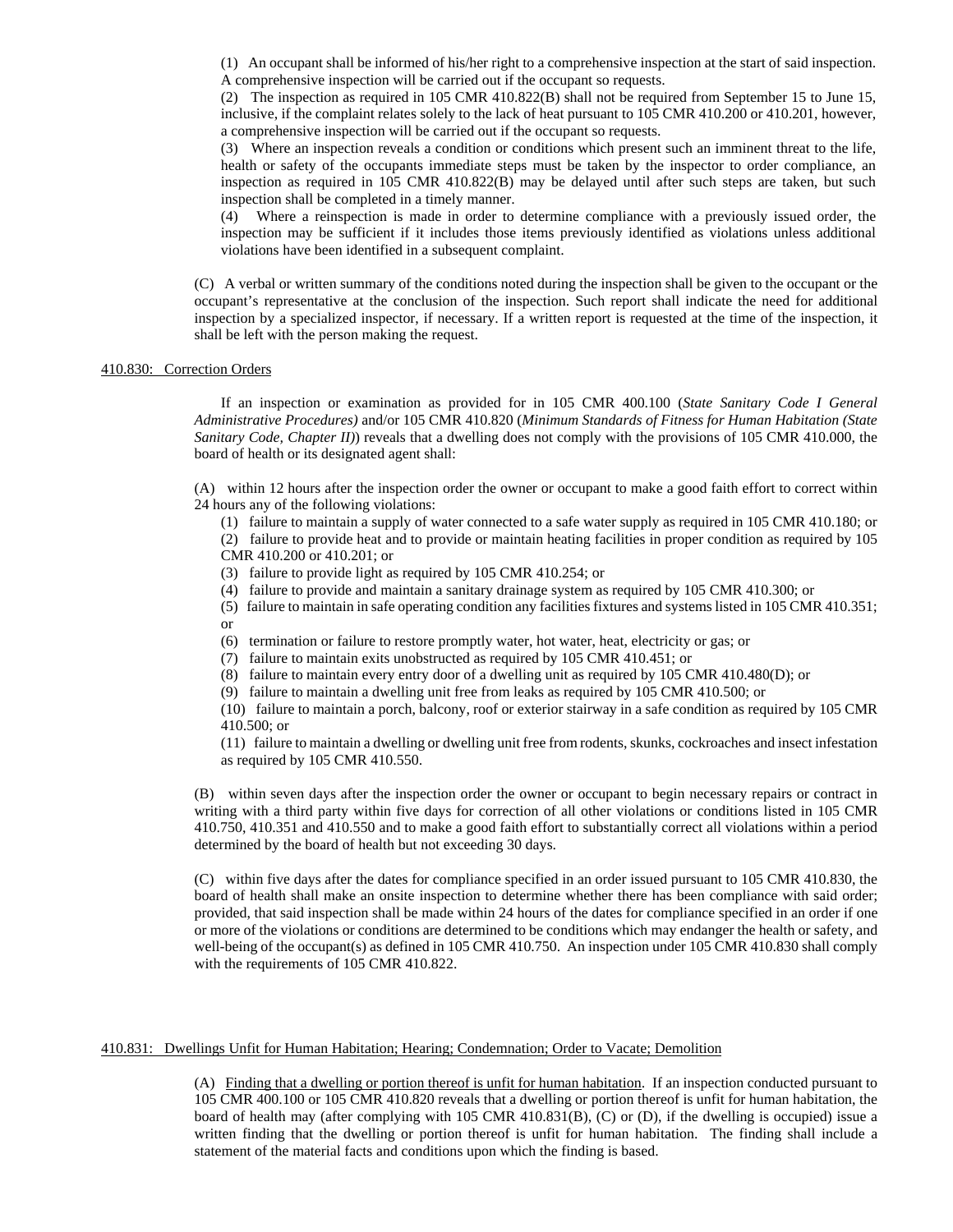(1) An occupant shall be informed of his/her right to a comprehensive inspection at the start of said inspection. A comprehensive inspection will be carried out if the occupant so requests.

(2) The inspection as required in 105 CMR 410.822(B) shall not be required from September 15 to June 15, inclusive, if the complaint relates solely to the lack of heat pursuant to 105 CMR 410.200 or 410.201, however, a comprehensive inspection will be carried out if the occupant so requests.

(3) Where an inspection reveals a condition or conditions which present such an imminent threat to the life, health or safety of the occupants immediate steps must be taken by the inspector to order compliance, an inspection as required in 105 CMR 410.822(B) may be delayed until after such steps are taken, but such inspection shall be completed in a timely manner.

(4) Where a reinspection is made in order to determine compliance with a previously issued order, the inspection may be sufficient if it includes those items previously identified as violations unless additional violations have been identified in a subsequent complaint.

(C) A verbal or written summary of the conditions noted during the inspection shall be given to the occupant or the occupant's representative at the conclusion of the inspection. Such report shall indicate the need for additional inspection by a specialized inspector, if necessary. If a written report is requested at the time of the inspection, it shall be left with the person making the request.

### 410.830: Correction Orders

If an inspection or examination as provided for in 105 CMR 400.100 (*State Sanitary Code I General Administrative Procedures)* and/or 105 CMR 410.820 (*Minimum Standards of Fitness for Human Habitation (State Sanitary Code, Chapter II)*) reveals that a dwelling does not comply with the provisions of 105 CMR 410.000, the board of health or its designated agent shall:

(A) within 12 hours after the inspection order the owner or occupant to make a good faith effort to correct within 24 hours any of the following violations:

(1) failure to maintain a supply of water connected to a safe water supply as required in 105 CMR 410.180; or

(2) failure to provide heat and to provide or maintain heating facilities in proper condition as required by 105 CMR 410.200 or 410.201; or

(3) failure to provide light as required by 105 CMR 410.254; or

(4) failure to provide and maintain a sanitary drainage system as required by 105 CMR 410.300; or

(5) failure to maintain in safe operating condition any facilities fixtures and systems listed in 105 CMR 410.351; or

(6) termination or failure to restore promptly water, hot water, heat, electricity or gas; or

(7) failure to maintain exits unobstructed as required by 105 CMR 410.451; or

(8) failure to maintain every entry door of a dwelling unit as required by 105 CMR 410.480(D); or

(9) failure to maintain a dwelling unit free from leaks as required by 105 CMR 410.500; or

(10) failure to maintain a porch, balcony, roof or exterior stairway in a safe condition as required by 105 CMR 410.500; or

(11) failure to maintain a dwelling or dwelling unit free from rodents, skunks, cockroaches and insect infestation as required by 105 CMR 410.550.

(B) within seven days after the inspection order the owner or occupant to begin necessary repairs or contract in writing with a third party within five days for correction of all other violations or conditions listed in 105 CMR 410.750, 410.351 and 410.550 and to make a good faith effort to substantially correct all violations within a period determined by the board of health but not exceeding 30 days.

(C) within five days after the dates for compliance specified in an order issued pursuant to 105 CMR 410.830, the board of health shall make an onsite inspection to determine whether there has been compliance with said order; provided, that said inspection shall be made within 24 hours of the dates for compliance specified in an order if one or more of the violations or conditions are determined to be conditions which may endanger the health or safety, and well-being of the occupant(s) as defined in 105 CMR 410.750. An inspection under 105 CMR 410.830 shall comply with the requirements of 105 CMR 410.822.

### 410.831: Dwellings Unfit for Human Habitation; Hearing; Condemnation; Order to Vacate; Demolition

(A) Finding that a dwelling or portion thereof is unfit for human habitation. If an inspection conducted pursuant to 105 CMR 400.100 or 105 CMR 410.820 reveals that a dwelling or portion thereof is unfit for human habitation, the board of health may (after complying with 105 CMR 410.831(B), (C) or (D), if the dwelling is occupied) issue a written finding that the dwelling or portion thereof is unfit for human habitation. The finding shall include a statement of the material facts and conditions upon which the finding is based.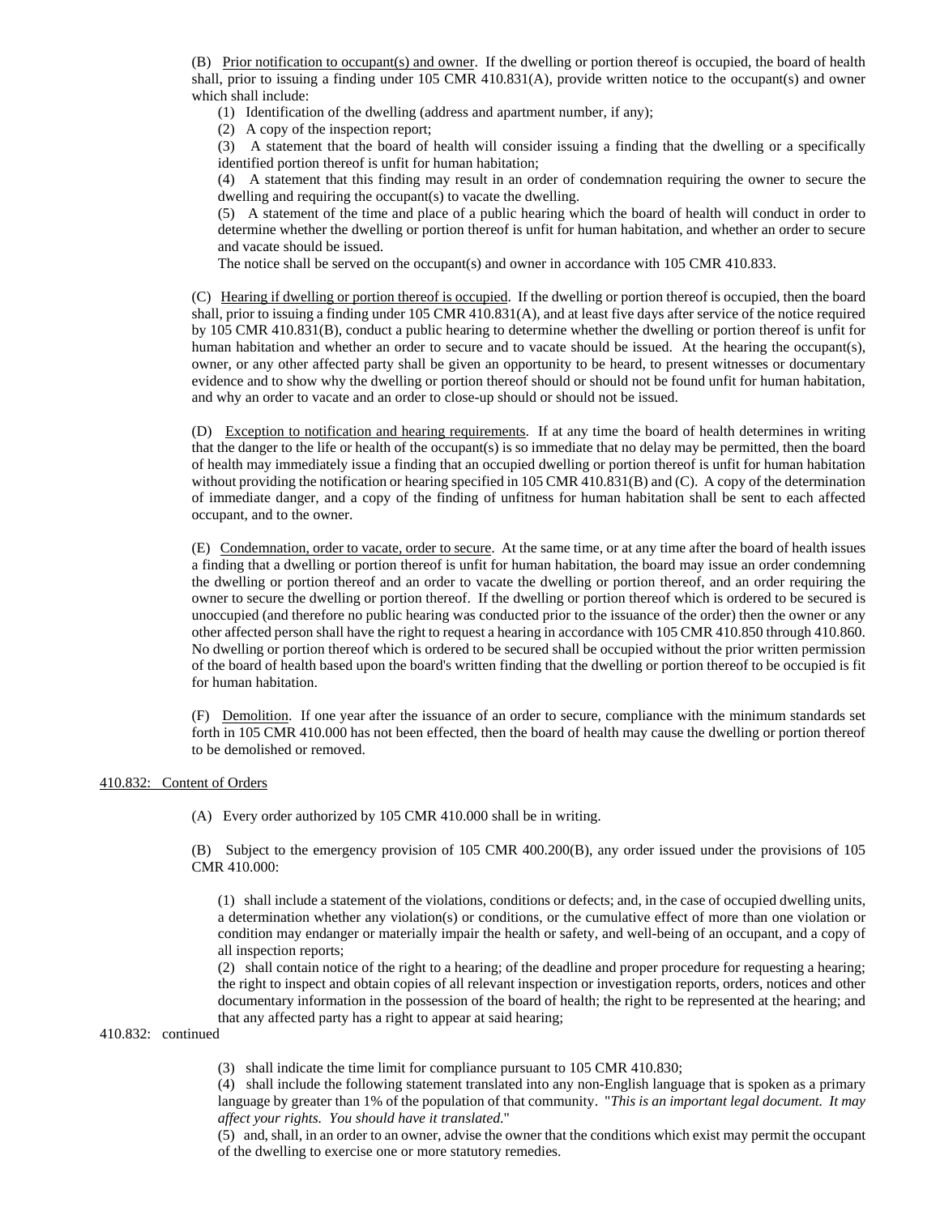(B) <u>Prior notification to occupant(s) and owner</u>. If the dwelling or portion thereof is occupied, the board of health shall, prior to issuing a finding under 105 CMR 410.831(A), provide written notice to the occupant(s) and owner which shall include:

(1) Identification of the dwelling (address and apartment number, if any);

(2) A copy of the inspection report;

(3) A statement that the board of health will consider issuing a finding that the dwelling or a specifically identified portion thereof is unfit for human habitation;

(4) A statement that this finding may result in an order of condemnation requiring the owner to secure the dwelling and requiring the occupant(s) to vacate the dwelling.

(5) A statement of the time and place of a public hearing which the board of health will conduct in order to determine whether the dwelling or portion thereof is unfit for human habitation, and whether an order to secure and vacate should be issued.

The notice shall be served on the occupant(s) and owner in accordance with 105 CMR 410.833.

(C) <u>Hearing if dwelling or portion thereof is occupied</u>. If the dwelling or portion thereof is occupied, then the board shall, prior to issuing a finding under 105 CMR 410.831(A), and at least five days after service of the notice required by 105 CMR 410.831(B), conduct a public hearing to determine whether the dwelling or portion thereof is unfit for human habitation and whether an order to secure and to vacate should be issued. At the hearing the occupant(s), owner, or any other affected party shall be given an opportunity to be heard, to present witnesses or documentary evidence and to show why the dwelling or portion thereof should or should not be found unfit for human habitation, and why an order to vacate and an order to close-up should or should not be issued.

(D) <u>Exception to notification and hearing requirements</u>. If at any time the board of health determines in writing that the danger to the life or health of the occupant(s) is so immediate that no delay may be permitted, then the board of health may immediately issue a finding that an occupied dwelling or portion thereof is unfit for human habitation without providing the notification or hearing specified in 105 CMR 410.831(B) and (C). A copy of the determination of immediate danger, and a copy of the finding of unfitness for human habitation shall be sent to each affected occupant, and to the owner.

(E) <u>Condemnation, order to vacate, order to secure</u>. At the same time, or at any time after the board of health issues a finding that a dwelling or portion thereof is unfit for human habitation, the board may issue an order condemning the dwelling or portion thereof and an order to vacate the dwelling or portion thereof, and an order requiring the owner to secure the dwelling or portion thereof. If the dwelling or portion thereof which is ordered to be secured is unoccupied (and therefore no public hearing was conducted prior to the issuance of the order) then the owner or any other affected person shall have the right to request a hearing in accordance with 105 CMR 410.850 through 410.860. No dwelling or portion thereof which is ordered to be secured shall be occupied without the prior written permission of the board of health based upon the board's written finding that the dwelling or portion thereof to be occupied is fit for human habitation.

(F) <u>Demolition</u>. If one year after the issuance of an order to secure, compliance with the minimum standards set forth in 105 CMR 410.000 has not been effected, then the board of health may cause the dwelling or portion thereof to be demolished or removed.

<u>410.832: Content of Orders</u>

(A) Every order authorized by 105 CMR 410.000 shall be in writing.

(B) Subject to the emergency provision of 105 CMR 400.200(B), any order issued under the provisions of 105 CMR 410.000:

(1) shall include a statement of the violations, conditions or defects; and, in the case of occupied dwelling units, a determination whether any violation(s) or conditions, or the cumulative effect of more than one violation or condition may endanger or materially impair the health or safety, and well-being of an occupant, and a copy of all inspection reports;

(2) shall contain notice of the right to a hearing; of the deadline and proper procedure for requesting a hearing; the right to inspect and obtain copies of all relevant inspection or investigation reports, orders, notices and other documentary information in the possession of the board of health; the right to be represented at the hearing; and that any affected party has a right to appear at said hearing;

410.832: continued

(3) shall indicate the time limit for compliance pursuant to 105 CMR 410.830;

(4) shall include the following statement translated into any non-English language that is spoken as a primary language by greater than 1% of the population of that community. "*This is an important legal document. It may affect your rights. You should have it translated.*"

(5) and, shall, in an order to an owner, advise the owner that the conditions which exist may permit the occupant of the dwelling to exercise one or more statutory remedies.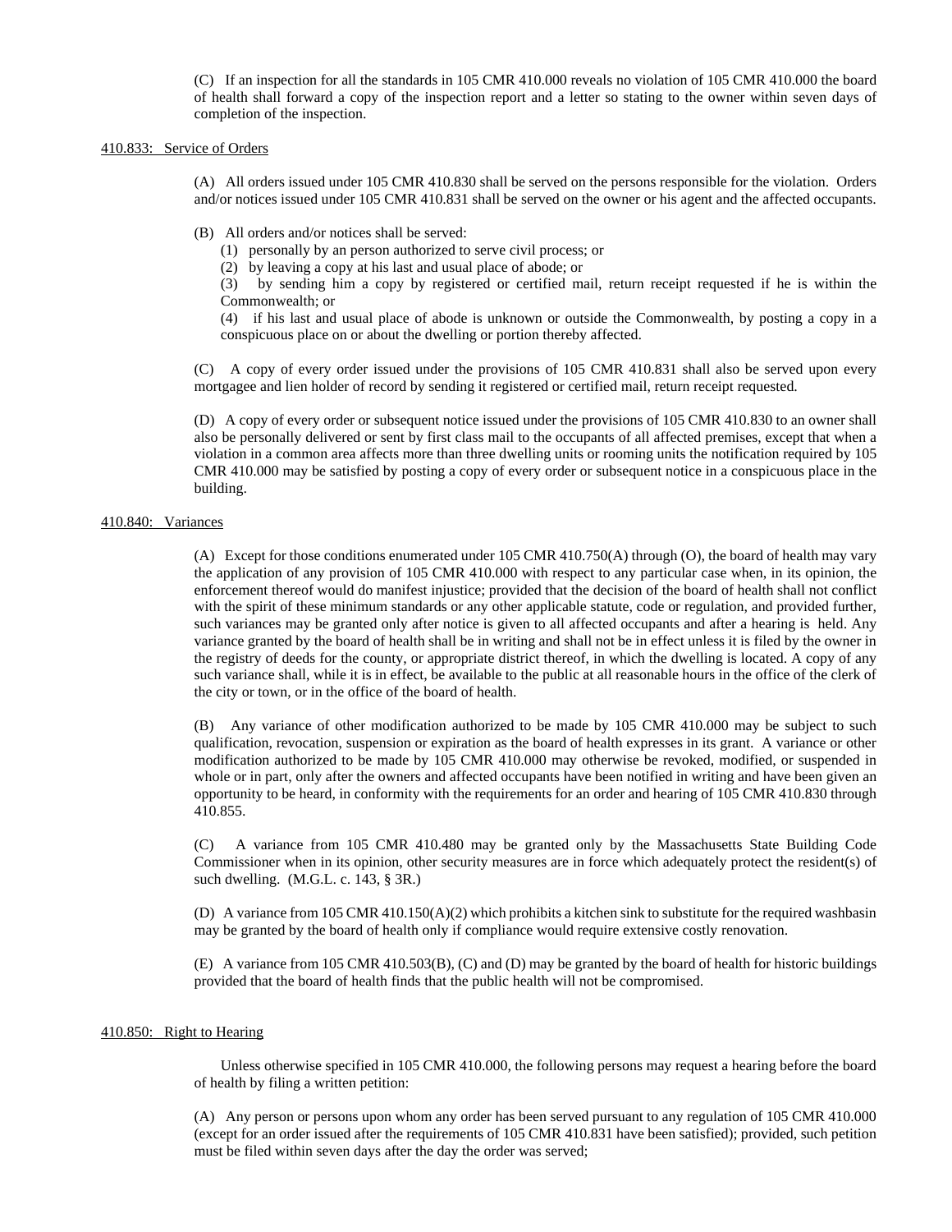(C) If an inspection for all the standards in 105 CMR 410.000 reveals no violation of 105 CMR 410.000 the board of health shall forward a copy of the inspection report and a letter so stating to the owner within seven days of completion of the inspection.

410.833: Service of Orders

(A) All orders issued under 105 CMR 410.830 shall be served on the persons responsible for the violation. Orders and/or notices issued under 105 CMR 410.831 shall be served on the owner or his agent and the affected occupants.

(B) All orders and/or notices shall be served:

(1) personally by an person authorized to serve civil process; or

(2) by leaving a copy at his last and usual place of abode; or

(3) by sending him a copy by registered or certified mail, return receipt requested if he is within the Commonwealth; or

(4) if his last and usual place of abode is unknown or outside the Commonwealth, by posting a copy in a conspicuous place on or about the dwelling or portion thereby affected.

(C) A copy of every order issued under the provisions of 105 CMR 410.831 shall also be served upon every mortgagee and lien holder of record by sending it registered or certified mail, return receipt requested.

(D) A copy of every order or subsequent notice issued under the provisions of 105 CMR 410.830 to an owner shall also be personally delivered or sent by first class mail to the occupants of all affected premises, except that when a violation in a common area affects more than three dwelling units or rooming units the notification required by 105 CMR 410.000 may be satisfied by posting a copy of every order or subsequent notice in a conspicuous place in the building.

410.840: Variances

(A) Except for those conditions enumerated under 105 CMR 410.750(A) through (O), the board of health may vary the application of any provision of 105 CMR 410.000 with respect to any particular case when, in its opinion, the enforcement thereof would do manifest injustice; provided that the decision of the board of health shall not conflict with the spirit of these minimum standards or any other applicable statute, code or regulation, and provided further, such variances may be granted only after notice is given to all affected occupants and after a hearing is held. Any variance granted by the board of health shall be in writing and shall not be in effect unless it is filed by the owner in the registry of deeds for the county, or appropriate district thereof, in which the dwelling is located. A copy of any such variance shall, while it is in effect, be available to the public at all reasonable hours in the office of the clerk of the city or town, or in the office of the board of health.

(B) Any variance of other modification authorized to be made by 105 CMR 410.000 may be subject to such qualification, revocation, suspension or expiration as the board of health expresses in its grant. A variance or other modification authorized to be made by 105 CMR 410.000 may otherwise be revoked, modified, or suspended in whole or in part, only after the owners and affected occupants have been notified in writing and have been given an opportunity to be heard, in conformity with the requirements for an order and hearing of 105 CMR 410.830 through 410.855.

(C) A variance from 105 CMR 410.480 may be granted only by the Massachusetts State Building Code Commissioner when in its opinion, other security measures are in force which adequately protect the resident(s) of such dwelling. (M.G.L. c. 143, § 3R.)

(D) A variance from 105 CMR 410.150(A)(2) which prohibits a kitchen sink to substitute for the required washbasin may be granted by the board of health only if compliance would require extensive costly renovation.

(E) A variance from 105 CMR 410.503(B), (C) and (D) may be granted by the board of health for historic buildings provided that the board of health finds that the public health will not be compromised.

410.850: Right to Hearing

Unless otherwise specified in 105 CMR 410.000, the following persons may request a hearing before the board of health by filing a written petition:

(A) Any person or persons upon whom any order has been served pursuant to any regulation of 105 CMR 410.000 (except for an order issued after the requirements of 105 CMR 410.831 have been satisfied); provided, such petition must be filed within seven days after the day the order was served;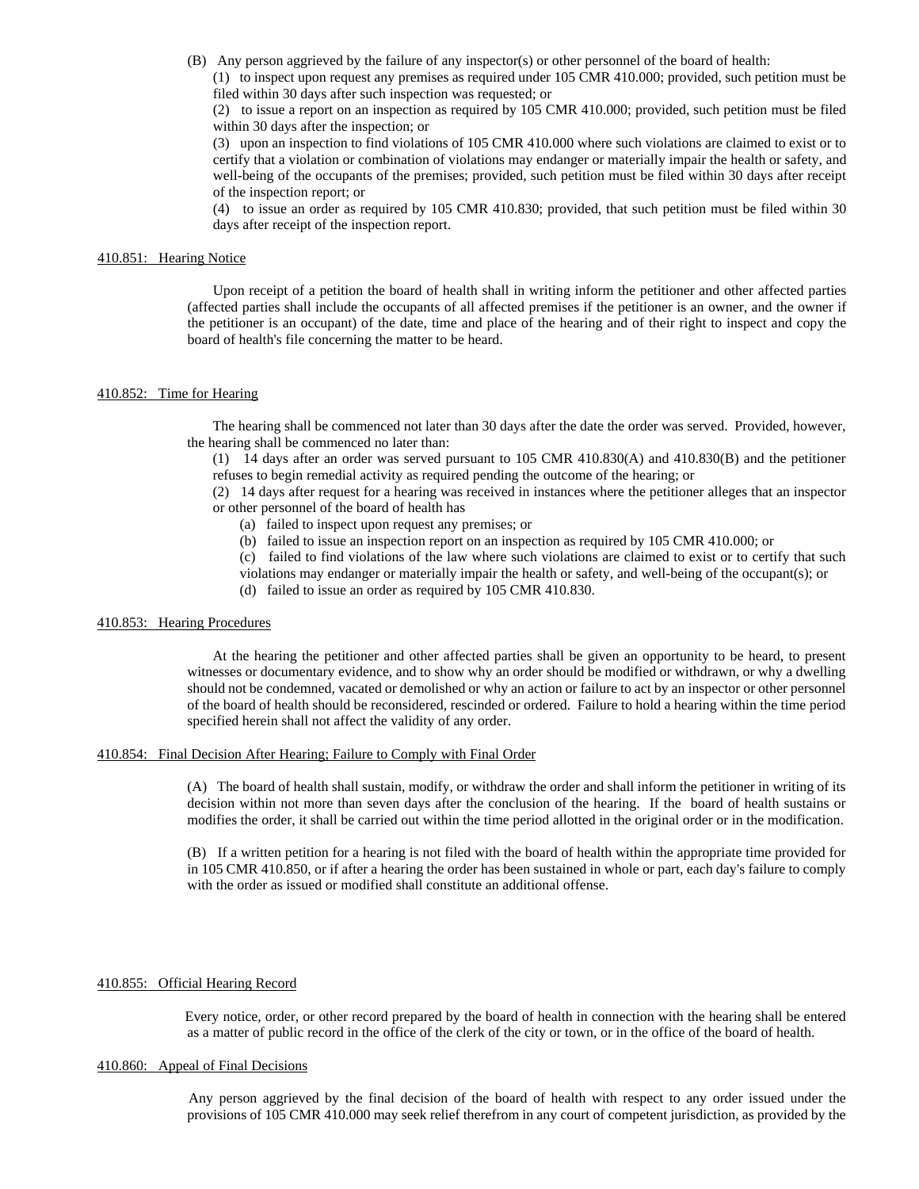(B) Any person aggrieved by the failure of any inspector(s) or other personnel of the board of health:

(1) to inspect upon request any premises as required under 105 CMR 410.000; provided, such petition must be filed within 30 days after such inspection was requested; or

(2) to issue a report on an inspection as required by 105 CMR 410.000; provided, such petition must be filed within 30 days after the inspection; or

(3) upon an inspection to find violations of 105 CMR 410.000 where such violations are claimed to exist or to certify that a violation or combination of violations may endanger or materially impair the health or safety, and well-being of the occupants of the premises; provided, such petition must be filed within 30 days after receipt of the inspection report; or

(4) to issue an order as required by 105 CMR 410.830; provided, that such petition must be filed within 30 days after receipt of the inspection report.

410.851: Hearing Notice

Upon receipt of a petition the board of health shall in writing inform the petitioner and other affected parties (affected parties shall include the occupants of all affected premises if the petitioner is an owner, and the owner if the petitioner is an occupant) of the date, time and place of the hearing and of their right to inspect and copy the board of health's file concerning the matter to be heard.

410.852: Time for Hearing

The hearing shall be commenced not later than 30 days after the date the order was served. Provided, however, the hearing shall be commenced no later than:

(1) 14 days after an order was served pursuant to 105 CMR 410.830(A) and 410.830(B) and the petitioner refuses to begin remedial activity as required pending the outcome of the hearing; or

(2) 14 days after request for a hearing was received in instances where the petitioner alleges that an inspector or other personnel of the board of health has

(a) failed to inspect upon request any premises; or

(b) failed to issue an inspection report on an inspection as required by 105 CMR 410.000; or

(c) failed to find violations of the law where such violations are claimed to exist or to certify that such violations may endanger or materially impair the health or safety, and well-being of the occupant(s); or

(d) failed to issue an order as required by 105 CMR 410.830.

410.853: Hearing Procedures

At the hearing the petitioner and other affected parties shall be given an opportunity to be heard, to present witnesses or documentary evidence, and to show why an order should be modified or withdrawn, or why a dwelling should not be condemned, vacated or demolished or why an action or failure to act by an inspector or other personnel of the board of health should be reconsidered, rescinded or ordered. Failure to hold a hearing within the time period specified herein shall not affect the validity of any order.

410.854: Final Decision After Hearing; Failure to Comply with Final Order

(A) The board of health shall sustain, modify, or withdraw the order and shall inform the petitioner in writing of its decision within not more than seven days after the conclusion of the hearing. If the board of health sustains or modifies the order, it shall be carried out within the time period allotted in the original order or in the modification.

(B) If a written petition for a hearing is not filed with the board of health within the appropriate time provided for in 105 CMR 410.850, or if after a hearing the order has been sustained in whole or part, each day's failure to comply with the order as issued or modified shall constitute an additional offense.

410.855: Official Hearing Record

Every notice, order, or other record prepared by the board of health in connection with the hearing shall be entered as a matter of public record in the office of the clerk of the city or town, or in the office of the board of health.

410.860: Appeal of Final Decisions

Any person aggrieved by the final decision of the board of health with respect to any order issued under the provisions of 105 CMR 410.000 may seek relief therefrom in any court of competent jurisdiction, as provided by the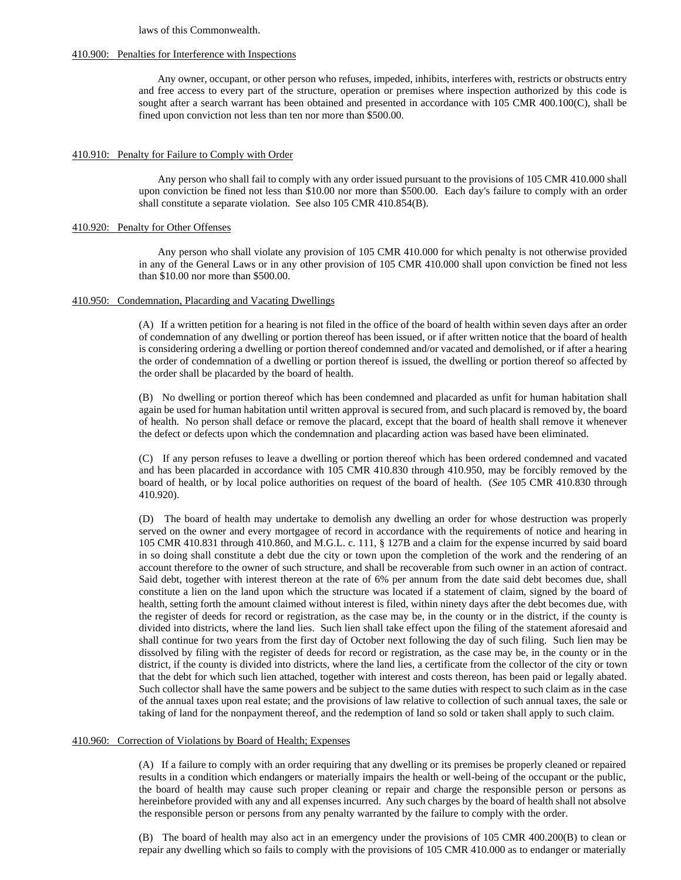laws of this Commonwealth.

410.900: Penalties for Interference with Inspections

Any owner, occupant, or other person who refuses, impeded, inhibits, interferes with, restricts or obstructs entry and free access to every part of the structure, operation or premises where inspection authorized by this code is sought after a search warrant has been obtained and presented in accordance with 105 CMR 400.100(C), shall be fined upon conviction not less than ten nor more than $500.00.

410.910: Penalty for Failure to Comply with Order

Any person who shall fail to comply with any order issued pursuant to the provisions of 105 CMR 410.000 shall upon conviction be fined not less than $10.00 nor more than $500.00. Each day's failure to comply with an order shall constitute a separate violation. See also 105 CMR 410.854(B).

410.920: Penalty for Other Offenses

Any person who shall violate any provision of 105 CMR 410.000 for which penalty is not otherwise provided in any of the General Laws or in any other provision of 105 CMR 410.000 shall upon conviction be fined not less than $10.00 nor more than $500.00.

410.950: Condemnation, Placarding and Vacating Dwellings

(A) If a written petition for a hearing is not filed in the office of the board of health within seven days after an order of condemnation of any dwelling or portion thereof has been issued, or if after written notice that the board of health is considering ordering a dwelling or portion thereof condemned and/or vacated and demolished, or if after a hearing the order of condemnation of a dwelling or portion thereof is issued, the dwelling or portion thereof so affected by the order shall be placarded by the board of health.

(B) No dwelling or portion thereof which has been condemned and placarded as unfit for human habitation shall again be used for human habitation until written approval is secured from, and such placard is removed by, the board of health. No person shall deface or remove the placard, except that the board of health shall remove it whenever the defect or defects upon which the condemnation and placarding action was based have been eliminated.

(C) If any person refuses to leave a dwelling or portion thereof which has been ordered condemned and vacated and has been placarded in accordance with 105 CMR 410.830 through 410.950, may be forcibly removed by the board of health, or by local police authorities on request of the board of health. (*See* 105 CMR 410.830 through 410.920).

(D) The board of health may undertake to demolish any dwelling an order for whose destruction was properly served on the owner and every mortgagee of record in accordance with the requirements of notice and hearing in 105 CMR 410.831 through 410.860, and M.G.L. c. 111, § 127B and a claim for the expense incurred by said board in so doing shall constitute a debt due the city or town upon the completion of the work and the rendering of an account therefore to the owner of such structure, and shall be recoverable from such owner in an action of contract. Said debt, together with interest thereon at the rate of 6% per annum from the date said debt becomes due, shall constitute a lien on the land upon which the structure was located if a statement of claim, signed by the board of health, setting forth the amount claimed without interest is filed, within ninety days after the debt becomes due, with the register of deeds for record or registration, as the case may be, in the county or in the district, if the county is divided into districts, where the land lies. Such lien shall take effect upon the filing of the statement aforesaid and shall continue for two years from the first day of October next following the day of such filing. Such lien may be dissolved by filing with the register of deeds for record or registration, as the case may be, in the county or in the district, if the county is divided into districts, where the land lies, a certificate from the collector of the city or town that the debt for which such lien attached, together with interest and costs thereon, has been paid or legally abated. Such collector shall have the same powers and be subject to the same duties with respect to such claim as in the case of the annual taxes upon real estate; and the provisions of law relative to collection of such annual taxes, the sale or taking of land for the nonpayment thereof, and the redemption of land so sold or taken shall apply to such claim.

410.960: Correction of Violations by Board of Health; Expenses

(A) If a failure to comply with an order requiring that any dwelling or its premises be properly cleaned or repaired results in a condition which endangers or materially impairs the health or well-being of the occupant or the public, the board of health may cause such proper cleaning or repair and charge the responsible person or persons as hereinbefore provided with any and all expenses incurred. Any such charges by the board of health shall not absolve the responsible person or persons from any penalty warranted by the failure to comply with the order.

(B) The board of health may also act in an emergency under the provisions of 105 CMR 400.200(B) to clean or repair any dwelling which so fails to comply with the provisions of 105 CMR 410.000 as to endanger or materially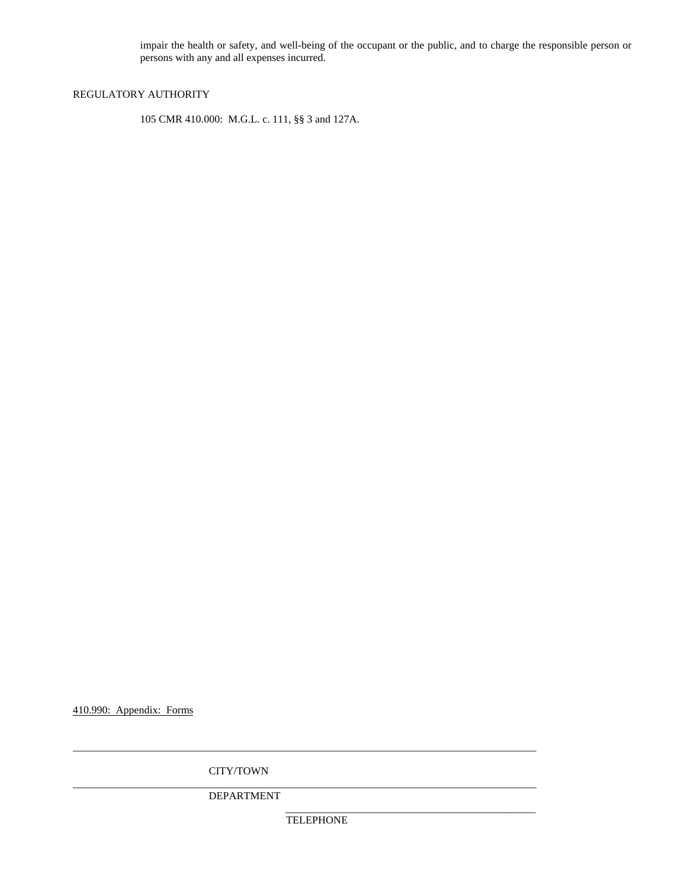impair the health or safety, and well-being of the occupant or the public, and to charge the responsible person or persons with any and all expenses incurred.

REGULATORY AUTHORITY

105 CMR 410.000: M.G.L. c. 111, §§ 3 and 127A.

410.990: Appendix: Forms

\_\_\_\_\_\_\_\_\_\_\_\_\_\_\_\_\_\_\_\_\_\_\_\_\_\_\_\_\_\_\_\_\_\_\_\_\_\_\_\_\_\_\_\_\_\_\_\_\_\_\_\_\_\_\_\_\_\_\_\_\_\_\_\_\_\_\_\_\_\_\_\_

CITY/TOWN

\_\_\_\_\_\_\_\_\_\_\_\_\_\_\_\_\_\_\_\_\_\_\_\_\_\_\_\_\_\_\_\_\_\_\_\_\_\_\_\_\_\_\_\_\_\_\_\_\_\_\_\_\_\_\_\_\_\_\_\_\_\_\_\_\_\_\_\_\_\_\_\_

DEPARTMENT

\_\_\_\_\_\_\_\_\_\_\_\_\_\_\_\_\_\_\_\_\_\_\_\_\_\_\_\_\_\_\_\_\_\_\_\_\_\_\_\_

TELEPHONE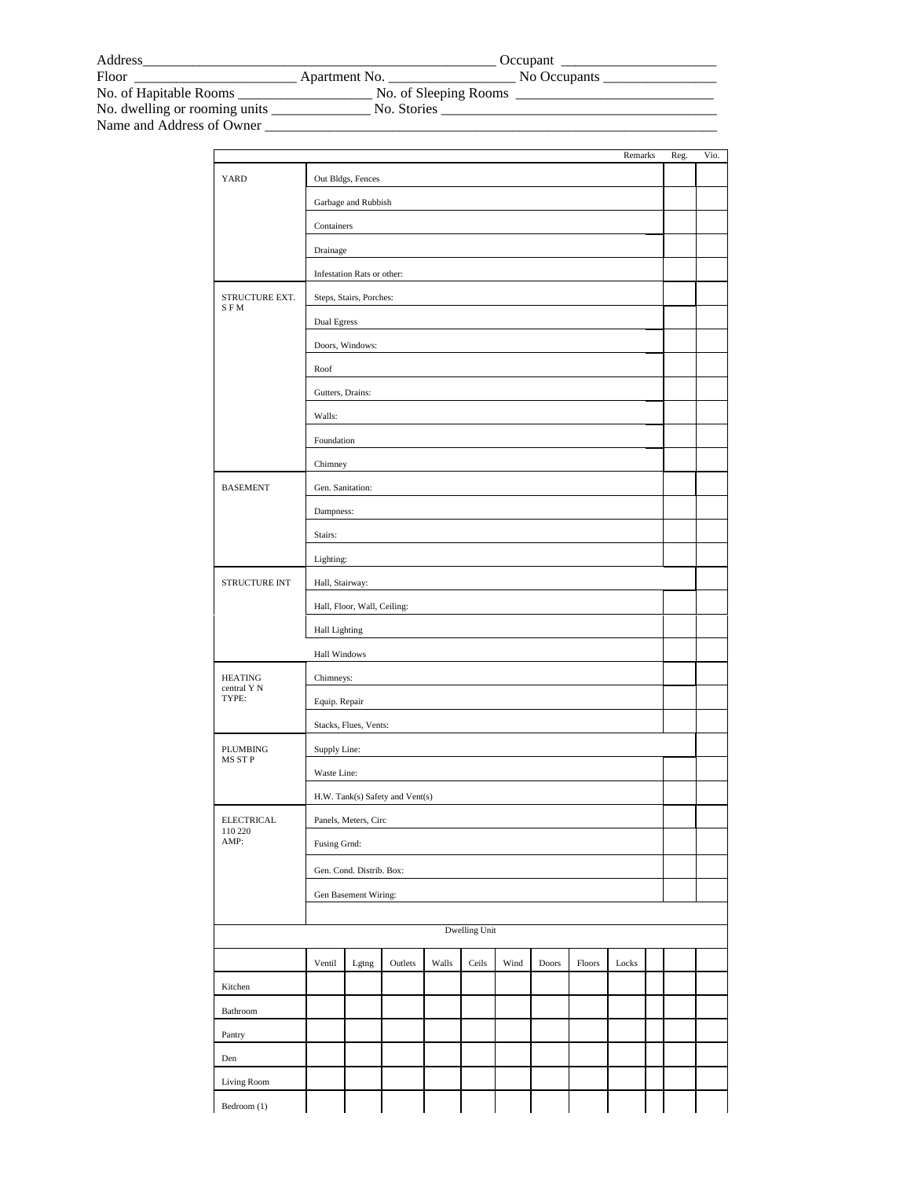Address_________________________________________________ Occupant _____________________
Floor ______________________ Apartment No. _________________ No Occupants ________________
No. of Hapitable Rooms __________________ No. of Sleeping Rooms ___________________________
No. dwelling or rooming units ______________ No. Stories ______________________________________
Name and Address of Owner _____________________________________________________________

| | | Remarks | Reg. | Vio. |
|---|---|---|---|---|
| YARD | Out Bldgs, Fences | | | |
| | Garbage and Rubbish | | | |
| | Containers | | | |
| | Drainage | | | |
| | Infestation Rats or other: | | | |
| STRUCTURE EXT. S F M | Steps, Stairs, Porches: | | | |
| | Dual Egress | | | |
| | Doors, Windows: | | | |
| | Roof | | | |
| | Gutters, Drains: | | | |
| | Walls: | | | |
| | Foundation | | | |
| | Chimney | | | |
| BASEMENT | Gen. Sanitation: | | | |
| | Dampness: | | | |
| | Stairs: | | | |
| | Lighting: | | | |
| STRUCTURE INT | Hall, Stairway: | | | |
| | Hall, Floor, Wall, Ceiling: | | | |
| | Hall Lighting | | | |
| | Hall Windows | | | |
| HEATING central Y N TYPE: | Chimneys: | | | |
| | Equip. Repair | | | |
| | Stacks, Flues, Vents: | | | |
| PLUMBING MS ST P | Supply Line: | | | |
| | Waste Line: | | | |
| | H.W. Tank(s) Safety and Vent(s) | | | |
| ELECTRICAL 110 220 AMP: | Panels, Meters, Circ | | | |
| | Fusing Grnd: | | | |
| | Gen. Cond. Distrib. Box: | | | |
| | Gen Basement Wiring: | | | |

Dwelling Unit

| | Ventil | Lgtng | Outlets | Walls | Ceils | Wind | Doors | Floors | Locks | | | |
|---|---|---|---|---|---|---|---|---|---|---|---|---|
| Kitchen | | | | | | | | | | | | |
| Bathroom | | | | | | | | | | | | |
| Pantry | | | | | | | | | | | | |
| Den | | | | | | | | | | | | |
| Living Room | | | | | | | | | | | | |
| Bedroom (1) | | | | | | | | | | | | |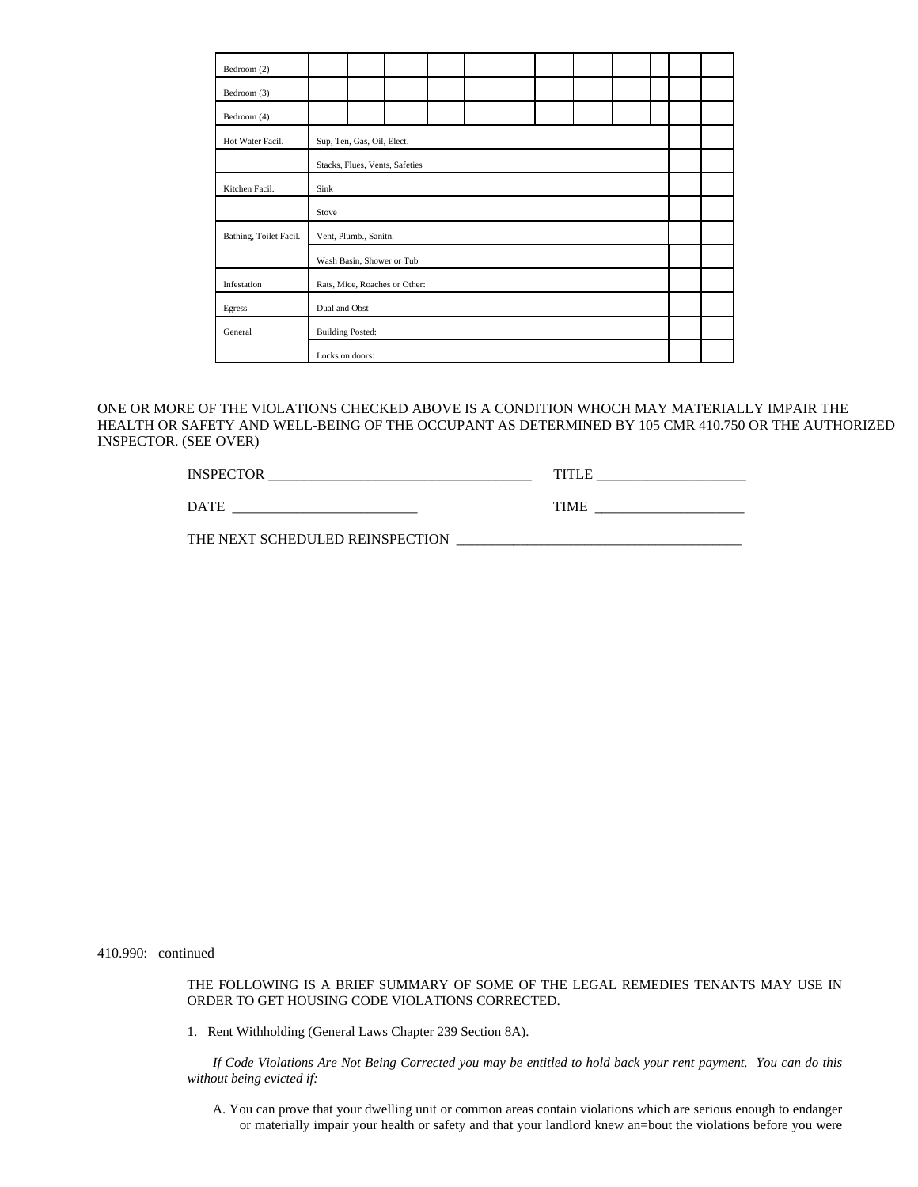| | | | | | | | | | | | | |
|---|---|---|---|---|---|---|---|---|---|---|---|---|
| Bedroom (2) | | | | | | | | | | | | |
| Bedroom (3) | | | | | | | | | | | | |
| Bedroom (4) | | | | | | | | | | | | |
| Hot Water Facil. | Sup, Ten, Gas, Oil, Elect. | | | | | | | | | | | |
| | Stacks, Flues, Vents, Safeties | | | | | | | | | | | |
| Kitchen Facil. | Sink | | | | | | | | | | | |
| | Stove | | | | | | | | | | | |
| Bathing, Toilet Facil. | Vent, Plumb., Sanitn. | | | | | | | | | | | |
| | Wash Basin, Shower or Tub | | | | | | | | | | | |
| Infestation | Rats, Mice, Roaches or Other: | | | | | | | | | | | |
| Egress | Dual and Obst | | | | | | | | | | | |
| General | Building Posted: | | | | | | | | | | | |
| | Locks on doors: | | | | | | | | | | | |

ONE OR MORE OF THE VIOLATIONS CHECKED ABOVE IS A CONDITION WHOCH MAY MATERIALLY IMPAIR THE HEALTH OR SAFETY AND WELL-BEING OF THE OCCUPANT AS DETERMINED BY 105 CMR 410.750 OR THE AUTHORIZED INSPECTOR. (SEE OVER)

INSPECTOR ______________________________________ TITLE _____________________

DATE __________________________ TIME _____________________

THE NEXT SCHEDULED REINSPECTION ________________________________________

410.990: continued

THE FOLLOWING IS A BRIEF SUMMARY OF SOME OF THE LEGAL REMEDIES TENANTS MAY USE IN ORDER TO GET HOUSING CODE VIOLATIONS CORRECTED.

1. Rent Withholding (General Laws Chapter 239 Section 8A).

*If Code Violations Are Not Being Corrected you may be entitled to hold back your rent payment. You can do this without being evicted if:*

A. You can prove that your dwelling unit or common areas contain violations which are serious enough to endanger or materially impair your health or safety and that your landlord knew an=bout the violations before you were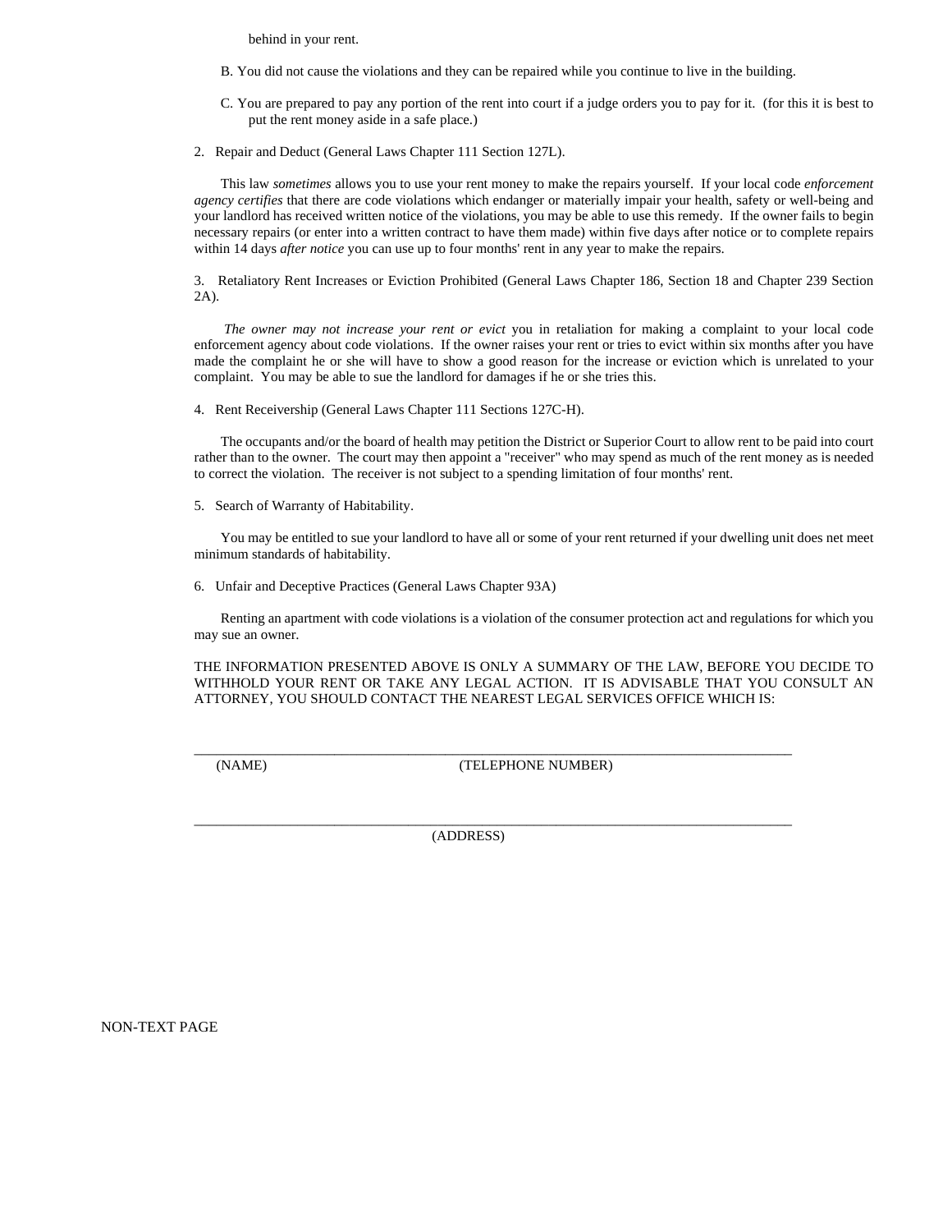behind in your rent.

B. You did not cause the violations and they can be repaired while you continue to live in the building.

C. You are prepared to pay any portion of the rent into court if a judge orders you to pay for it. (for this it is best to put the rent money aside in a safe place.)

2. Repair and Deduct (General Laws Chapter 111 Section 127L).

This law *sometimes* allows you to use your rent money to make the repairs yourself. If your local code *enforcement agency certifies* that there are code violations which endanger or materially impair your health, safety or well-being and your landlord has received written notice of the violations, you may be able to use this remedy. If the owner fails to begin necessary repairs (or enter into a written contract to have them made) within five days after notice or to complete repairs within 14 days *after notice* you can use up to four months' rent in any year to make the repairs.

3. Retaliatory Rent Increases or Eviction Prohibited (General Laws Chapter 186, Section 18 and Chapter 239 Section 2A).

*The owner may not increase your rent or evict* you in retaliation for making a complaint to your local code enforcement agency about code violations. If the owner raises your rent or tries to evict within six months after you have made the complaint he or she will have to show a good reason for the increase or eviction which is unrelated to your complaint. You may be able to sue the landlord for damages if he or she tries this.

4. Rent Receivership (General Laws Chapter 111 Sections 127C-H).

The occupants and/or the board of health may petition the District or Superior Court to allow rent to be paid into court rather than to the owner. The court may then appoint a "receiver" who may spend as much of the rent money as is needed to correct the violation. The receiver is not subject to a spending limitation of four months' rent.

5. Search of Warranty of Habitability.

You may be entitled to sue your landlord to have all or some of your rent returned if your dwelling unit does net meet minimum standards of habitability.

6. Unfair and Deceptive Practices (General Laws Chapter 93A)

Renting an apartment with code violations is a violation of the consumer protection act and regulations for which you may sue an owner.

THE INFORMATION PRESENTED ABOVE IS ONLY A SUMMARY OF THE LAW, BEFORE YOU DECIDE TO WITHHOLD YOUR RENT OR TAKE ANY LEGAL ACTION. IT IS ADVISABLE THAT YOU CONSULT AN ATTORNEY, YOU SHOULD CONTACT THE NEAREST LEGAL SERVICES OFFICE WHICH IS:

\_\_\_\_\_\_\_\_\_\_\_\_\_\_\_\_\_\_\_\_\_\_\_\_\_\_\_\_\_\_\_\_\_\_\_\_\_\_\_\_\_\_\_\_\_\_\_\_\_\_\_\_\_\_\_\_\_\_\_\_\_\_\_\_\_\_\_\_\_\_\_\_\_\_\_\_

(NAME) (TELEPHONE NUMBER)

\_\_\_\_\_\_\_\_\_\_\_\_\_\_\_\_\_\_\_\_\_\_\_\_\_\_\_\_\_\_\_\_\_\_\_\_\_\_\_\_\_\_\_\_\_\_\_\_\_\_\_\_\_\_\_\_\_\_\_\_\_\_\_\_\_\_\_\_\_\_\_\_\_\_\_\_

(ADDRESS)

NON-TEXT PAGE